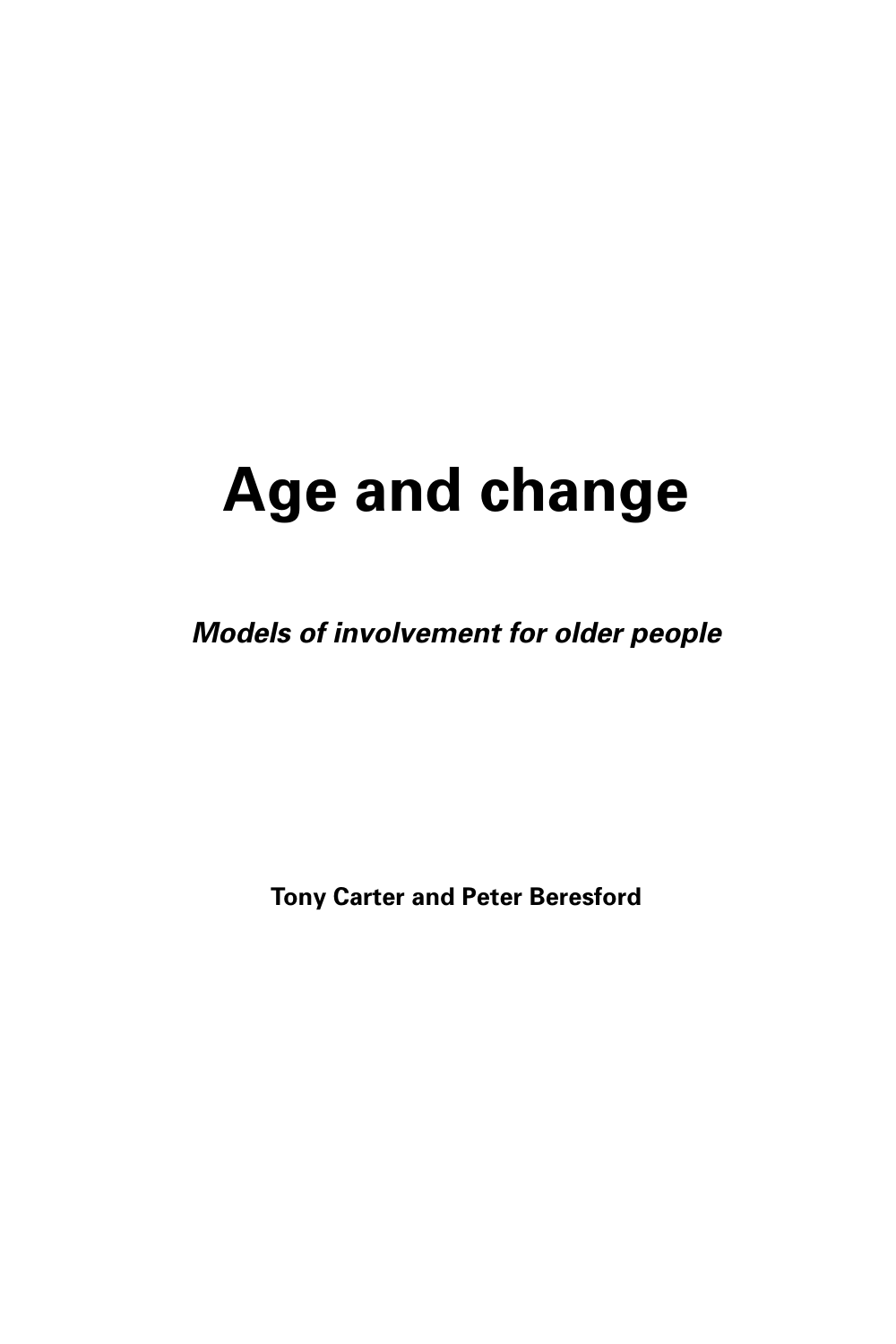# Age and change

***Models of involvement for older people***

**Tony Carter and Peter Beresford**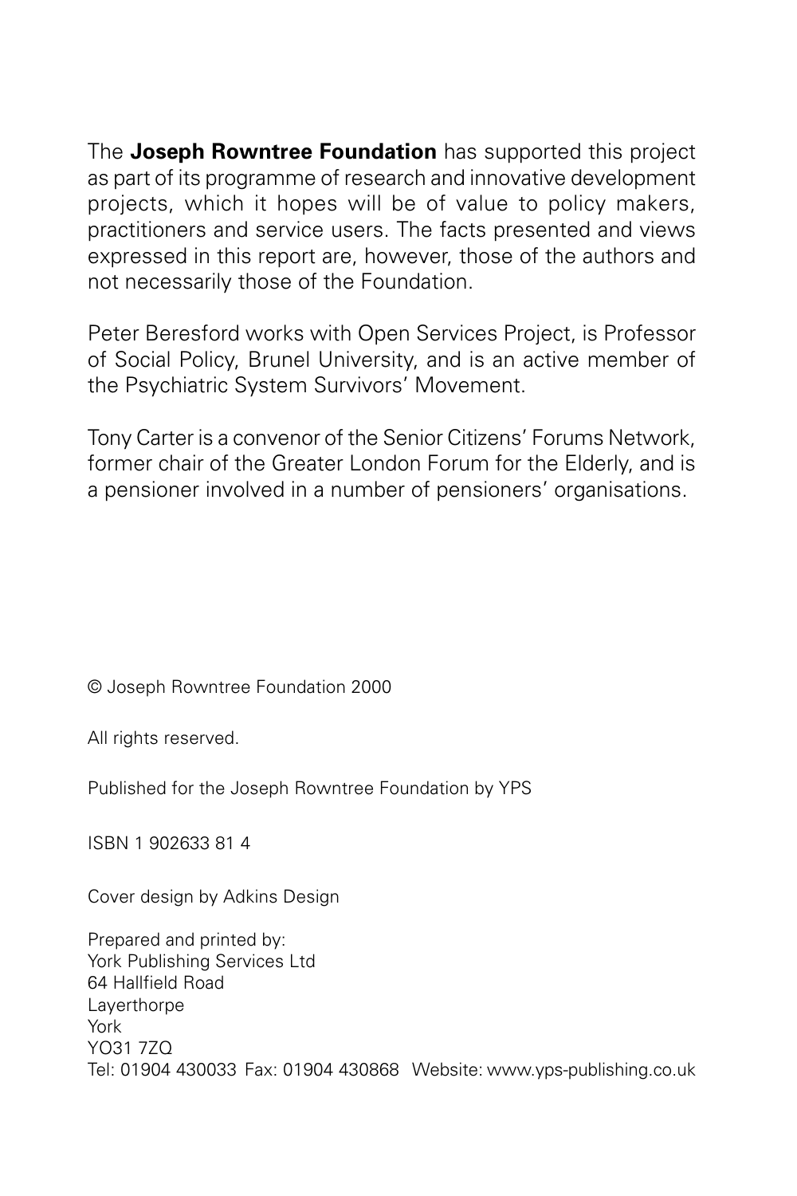The **Joseph Rowntree Foundation** has supported this project as part of its programme of research and innovative development projects, which it hopes will be of value to policy makers, practitioners and service users. The facts presented and views expressed in this report are, however, those of the authors and not necessarily those of the Foundation.

Peter Beresford works with Open Services Project, is Professor of Social Policy, Brunel University, and is an active member of the Psychiatric System Survivors' Movement.

Tony Carter is a convenor of the Senior Citizens' Forums Network, former chair of the Greater London Forum for the Elderly, and is a pensioner involved in a number of pensioners' organisations.

© Joseph Rowntree Foundation 2000

All rights reserved.

Published for the Joseph Rowntree Foundation by YPS

ISBN 1 902633 81 4

Cover design by Adkins Design

Prepared and printed by:
York Publishing Services Ltd
64 Hallfield Road
Layerthorpe
York
YO31 7ZQ
Tel: 01904 430033 Fax: 01904 430868 Website: www.yps-publishing.co.uk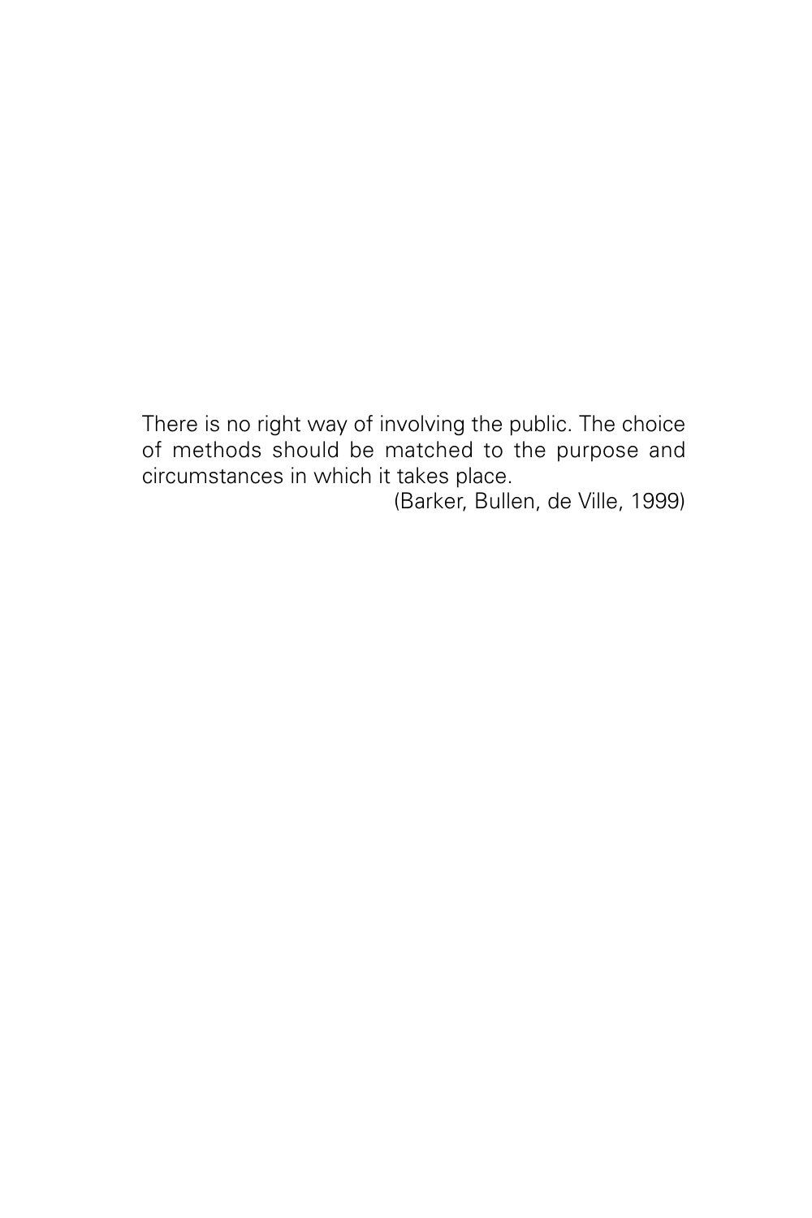There is no right way of involving the public. The choice of methods should be matched to the purpose and circumstances in which it takes place.

(Barker, Bullen, de Ville, 1999)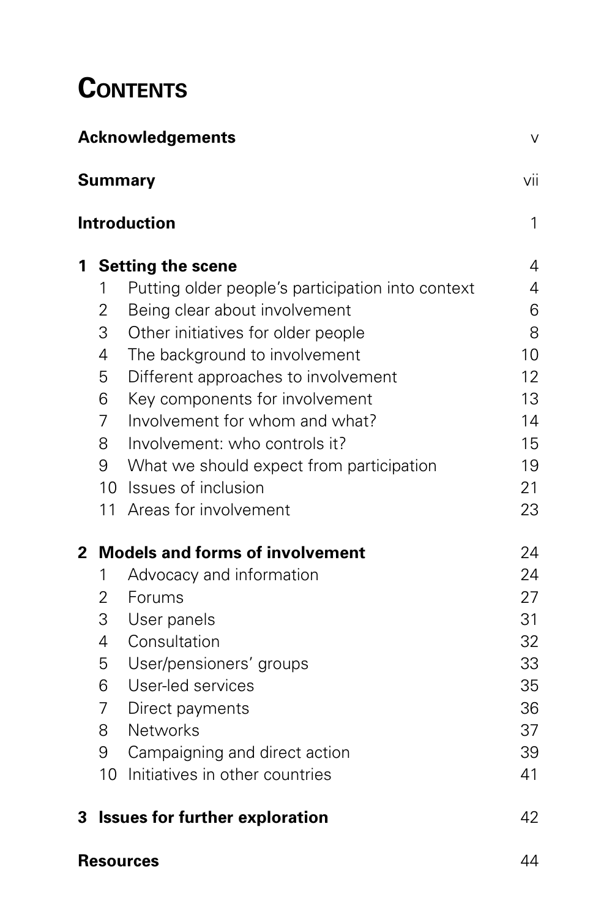# Contents

**Acknowledgements** v

**Summary** vii

**Introduction** 1

**1 Setting the scene** 4

1. Putting older people's participation into context 4
2. Being clear about involvement 6
3. Other initiatives for older people 8
4. The background to involvement 10
5. Different approaches to involvement 12
6. Key components for involvement 13
7. Involvement for whom and what? 14
8. Involvement: who controls it? 15
9. What we should expect from participation 19
10. Issues of inclusion 21
11. Areas for involvement 23

**2 Models and forms of involvement** 24

1. Advocacy and information 24
2. Forums 27
3. User panels 31
4. Consultation 32
5. User/pensioners' groups 33
6. User-led services 35
7. Direct payments 36
8. Networks 37
9. Campaigning and direct action 39
10. Initiatives in other countries 41

**3 Issues for further exploration** 42

**Resources** 44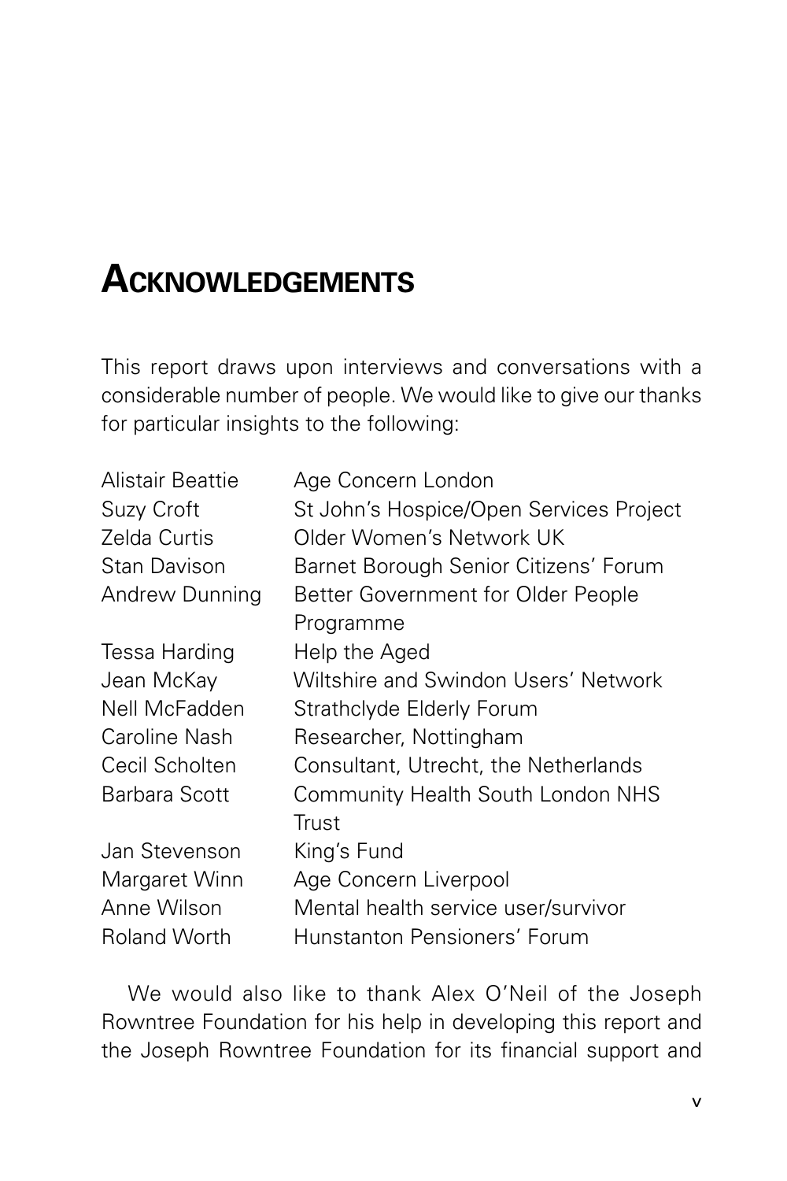# Acknowledgements

This report draws upon interviews and conversations with a considerable number of people. We would like to give our thanks for particular insights to the following:

| | |
|---|---|
| Alistair Beattie | Age Concern London |
| Suzy Croft | St John's Hospice/Open Services Project |
| Zelda Curtis | Older Women's Network UK |
| Stan Davison | Barnet Borough Senior Citizens' Forum |
| Andrew Dunning | Better Government for Older People Programme |
| Tessa Harding | Help the Aged |
| Jean McKay | Wiltshire and Swindon Users' Network |
| Nell McFadden | Strathclyde Elderly Forum |
| Caroline Nash | Researcher, Nottingham |
| Cecil Scholten | Consultant, Utrecht, the Netherlands |
| Barbara Scott | Community Health South London NHS Trust |
| Jan Stevenson | King's Fund |
| Margaret Winn | Age Concern Liverpool |
| Anne Wilson | Mental health service user/survivor |
| Roland Worth | Hunstanton Pensioners' Forum |

We would also like to thank Alex O'Neil of the Joseph Rowntree Foundation for his help in developing this report and the Joseph Rowntree Foundation for its financial support and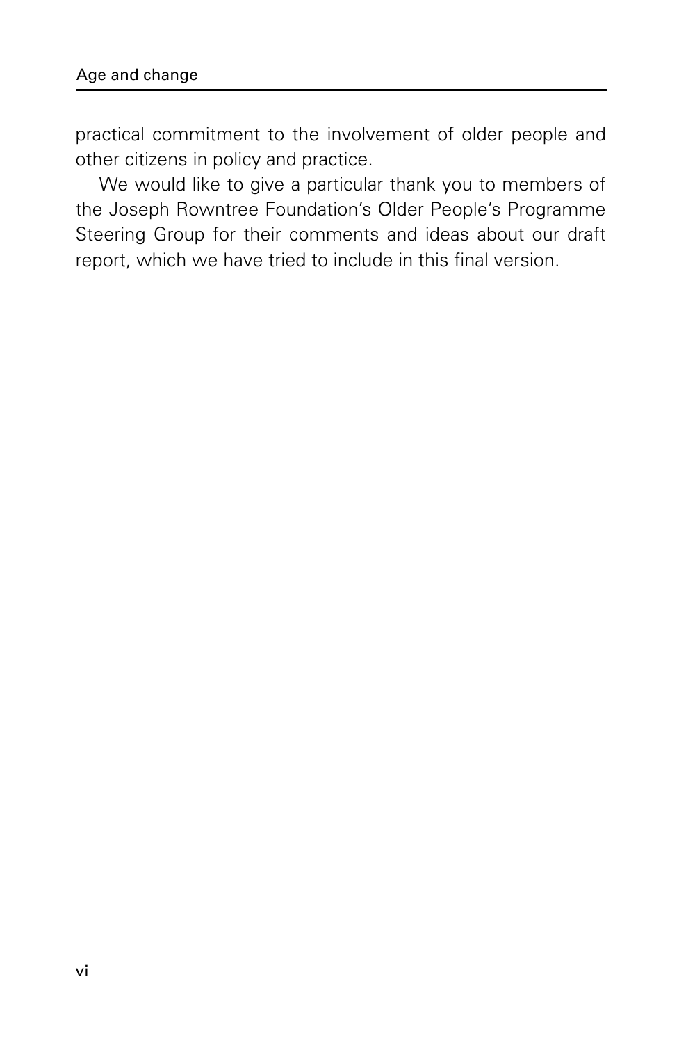practical commitment to the involvement of older people and other citizens in policy and practice.

We would like to give a particular thank you to members of the Joseph Rowntree Foundation's Older People's Programme Steering Group for their comments and ideas about our draft report, which we have tried to include in this final version.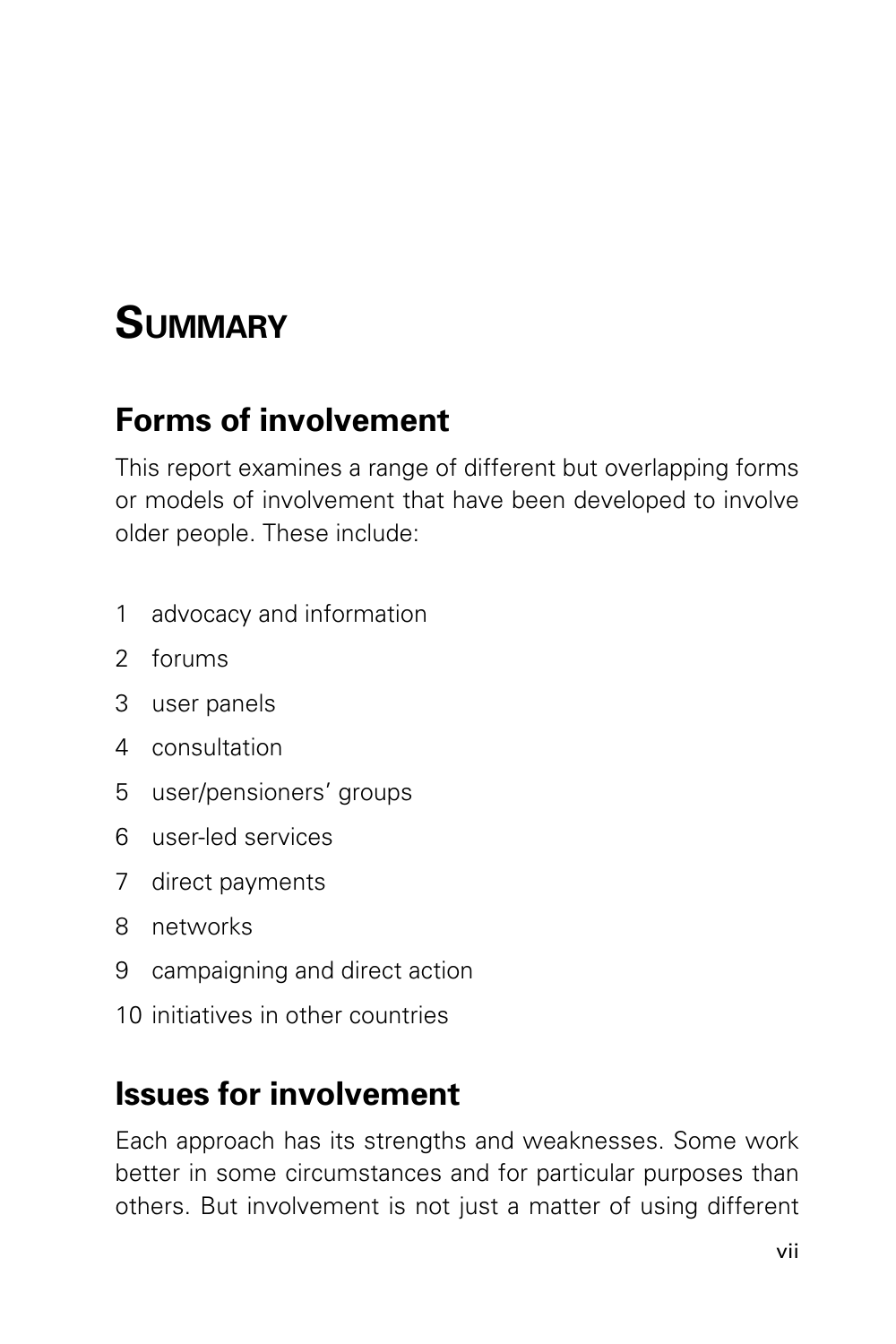# Summary

## Forms of involvement

This report examines a range of different but overlapping forms or models of involvement that have been developed to involve older people. These include:

1. advocacy and information
2. forums
3. user panels
4. consultation
5. user/pensioners' groups
6. user-led services
7. direct payments
8. networks
9. campaigning and direct action
10. initiatives in other countries

## Issues for involvement

Each approach has its strengths and weaknesses. Some work better in some circumstances and for particular purposes than others. But involvement is not just a matter of using different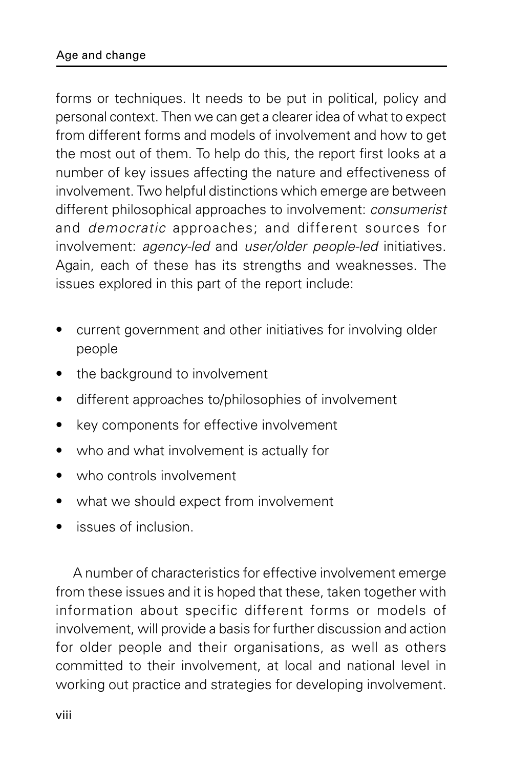forms or techniques. It needs to be put in political, policy and personal context. Then we can get a clearer idea of what to expect from different forms and models of involvement and how to get the most out of them. To help do this, the report first looks at a number of key issues affecting the nature and effectiveness of involvement. Two helpful distinctions which emerge are between different philosophical approaches to involvement: *consumerist* and *democratic* approaches; and different sources for involvement: *agency-led* and *user/older people-led* initiatives. Again, each of these has its strengths and weaknesses. The issues explored in this part of the report include:

- current government and other initiatives for involving older people
- the background to involvement
- different approaches to/philosophies of involvement
- key components for effective involvement
- who and what involvement is actually for
- who controls involvement
- what we should expect from involvement
- issues of inclusion.

A number of characteristics for effective involvement emerge from these issues and it is hoped that these, taken together with information about specific different forms or models of involvement, will provide a basis for further discussion and action for older people and their organisations, as well as others committed to their involvement, at local and national level in working out practice and strategies for developing involvement.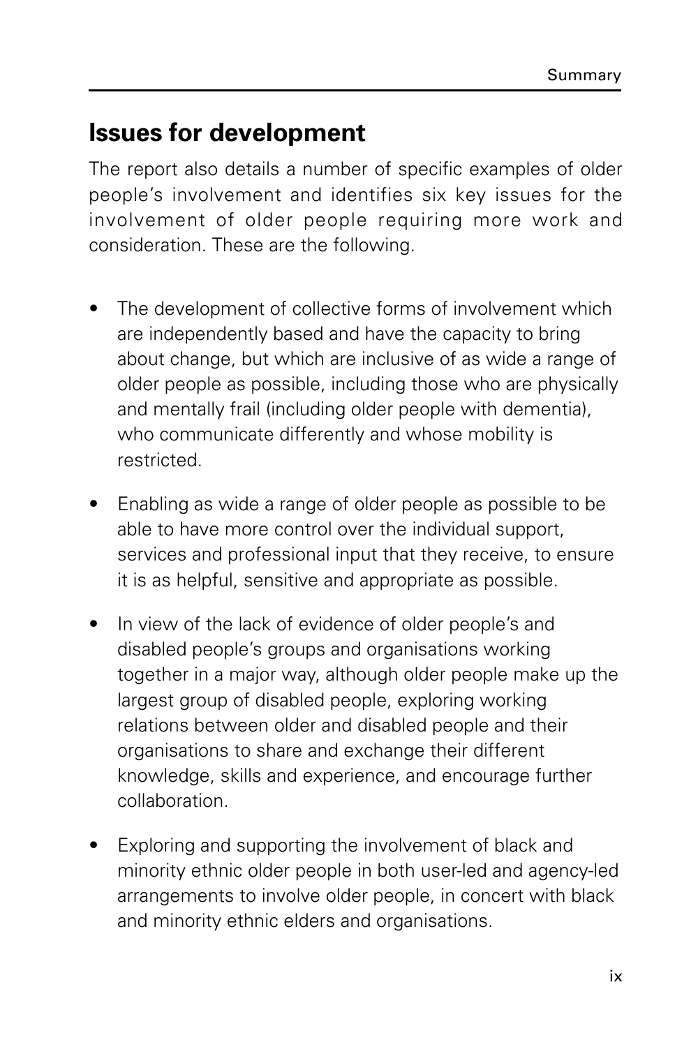## Issues for development

The report also details a number of specific examples of older people's involvement and identifies six key issues for the involvement of older people requiring more work and consideration. These are the following.

- The development of collective forms of involvement which are independently based and have the capacity to bring about change, but which are inclusive of as wide a range of older people as possible, including those who are physically and mentally frail (including older people with dementia), who communicate differently and whose mobility is restricted.
- Enabling as wide a range of older people as possible to be able to have more control over the individual support, services and professional input that they receive, to ensure it is as helpful, sensitive and appropriate as possible.
- In view of the lack of evidence of older people's and disabled people's groups and organisations working together in a major way, although older people make up the largest group of disabled people, exploring working relations between older and disabled people and their organisations to share and exchange their different knowledge, skills and experience, and encourage further collaboration.
- Exploring and supporting the involvement of black and minority ethnic older people in both user-led and agency-led arrangements to involve older people, in concert with black and minority ethnic elders and organisations.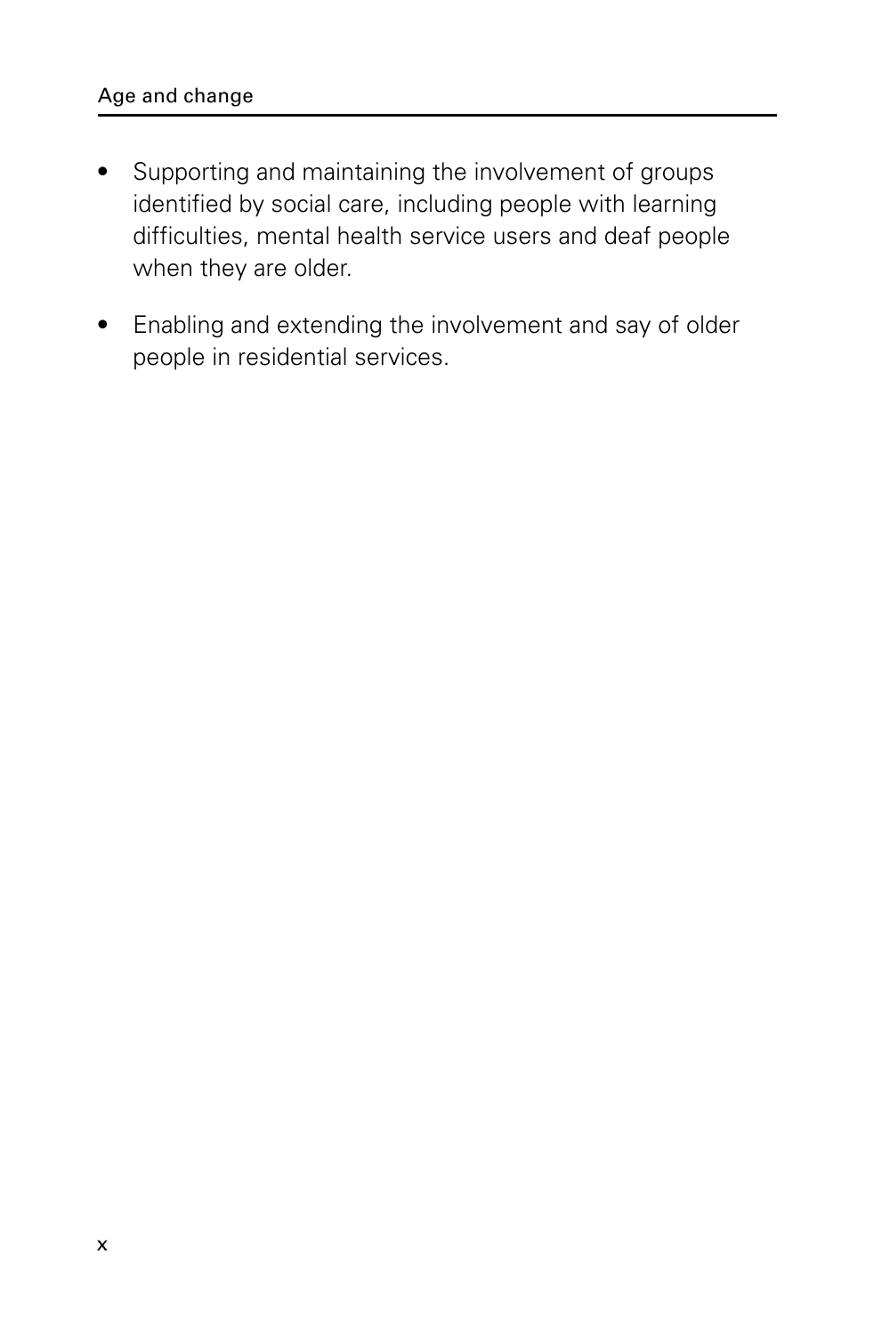- Supporting and maintaining the involvement of groups identified by social care, including people with learning difficulties, mental health service users and deaf people when they are older.
- Enabling and extending the involvement and say of older people in residential services.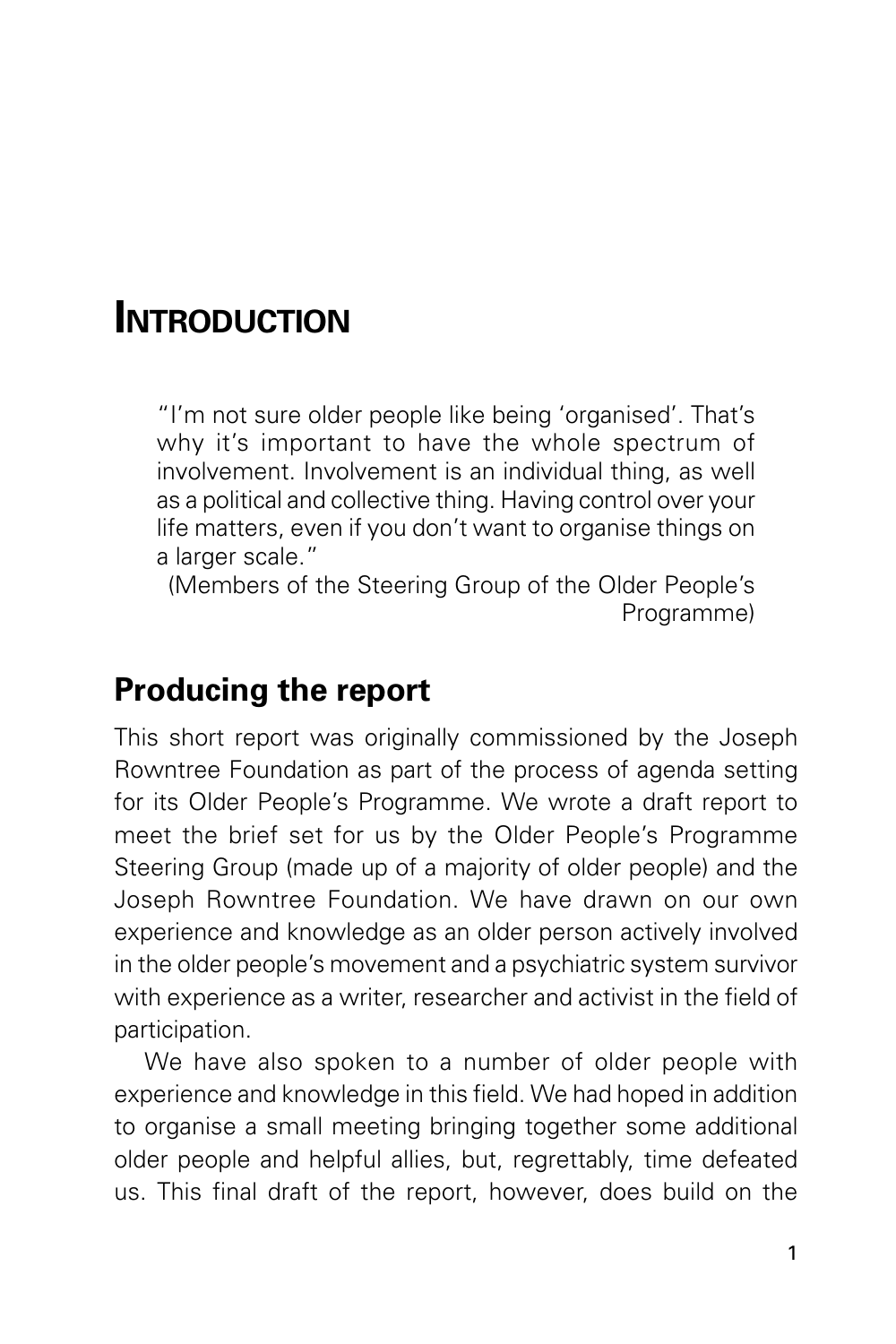# INTRODUCTION

> "I'm not sure older people like being 'organised'. That's why it's important to have the whole spectrum of involvement. Involvement is an individual thing, as well as a political and collective thing. Having control over your life matters, even if you don't want to organise things on a larger scale."
>
> (Members of the Steering Group of the Older People's Programme)

## Producing the report

This short report was originally commissioned by the Joseph Rowntree Foundation as part of the process of agenda setting for its Older People's Programme. We wrote a draft report to meet the brief set for us by the Older People's Programme Steering Group (made up of a majority of older people) and the Joseph Rowntree Foundation. We have drawn on our own experience and knowledge as an older person actively involved in the older people's movement and a psychiatric system survivor with experience as a writer, researcher and activist in the field of participation.

We have also spoken to a number of older people with experience and knowledge in this field. We had hoped in addition to organise a small meeting bringing together some additional older people and helpful allies, but, regrettably, time defeated us. This final draft of the report, however, does build on the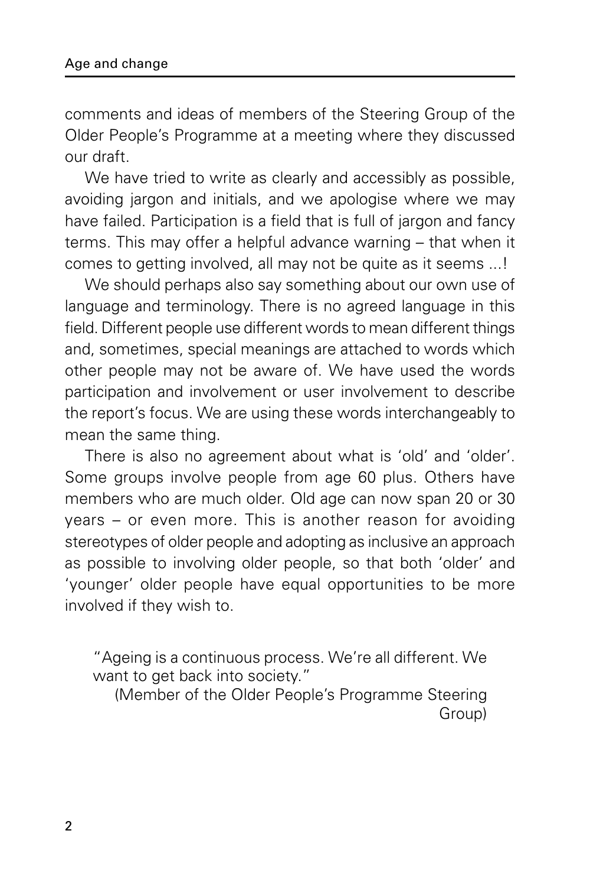comments and ideas of members of the Steering Group of the Older People's Programme at a meeting where they discussed our draft.

We have tried to write as clearly and accessibly as possible, avoiding jargon and initials, and we apologise where we may have failed. Participation is a field that is full of jargon and fancy terms. This may offer a helpful advance warning – that when it comes to getting involved, all may not be quite as it seems ...!

We should perhaps also say something about our own use of language and terminology. There is no agreed language in this field. Different people use different words to mean different things and, sometimes, special meanings are attached to words which other people may not be aware of. We have used the words participation and involvement or user involvement to describe the report's focus. We are using these words interchangeably to mean the same thing.

There is also no agreement about what is 'old' and 'older'. Some groups involve people from age 60 plus. Others have members who are much older. Old age can now span 20 or 30 years – or even more. This is another reason for avoiding stereotypes of older people and adopting as inclusive an approach as possible to involving older people, so that both 'older' and 'younger' older people have equal opportunities to be more involved if they wish to.

> "Ageing is a continuous process. We're all different. We want to get back into society."
>
> (Member of the Older People's Programme Steering Group)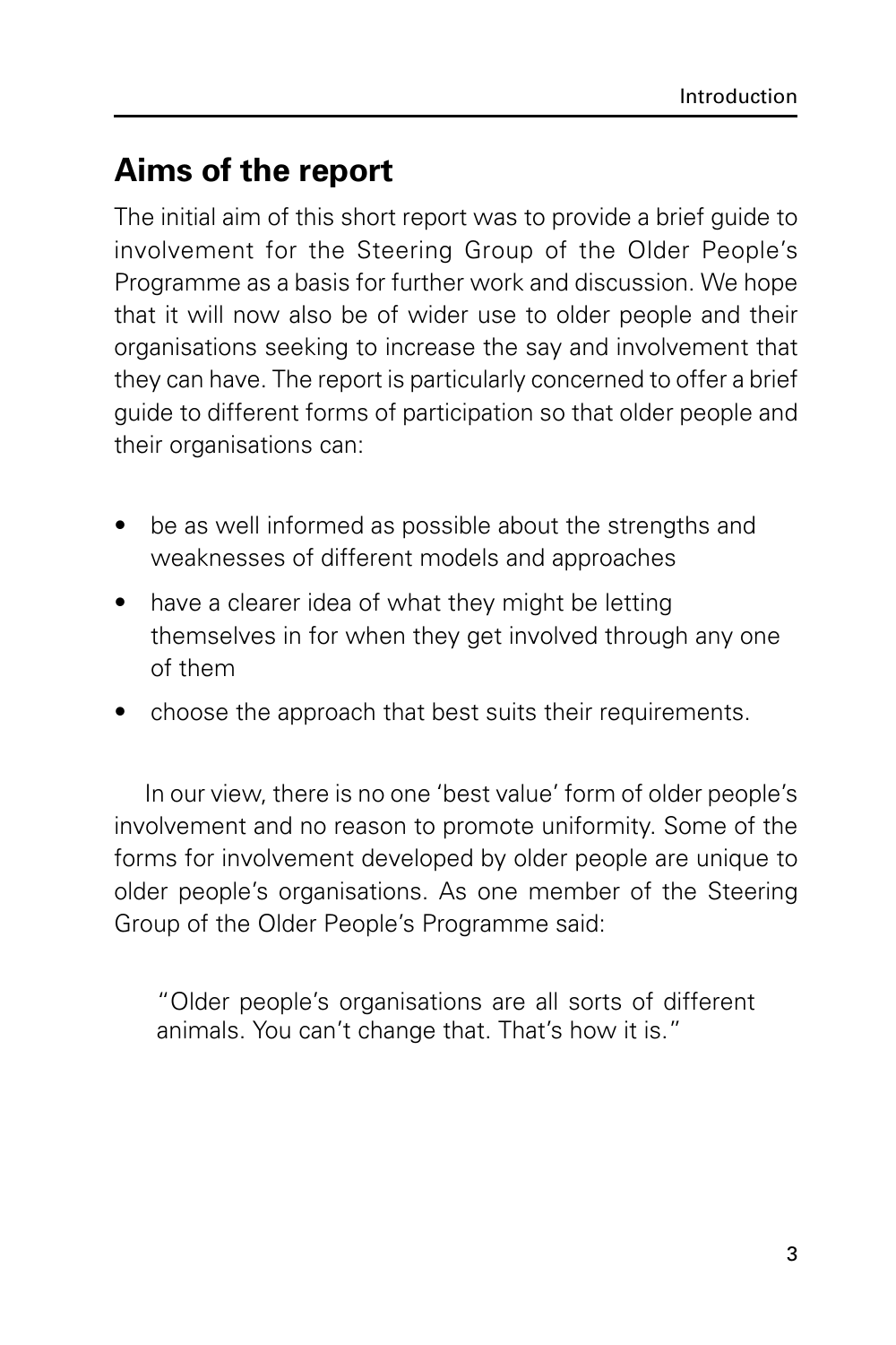## Aims of the report

The initial aim of this short report was to provide a brief guide to involvement for the Steering Group of the Older People's Programme as a basis for further work and discussion. We hope that it will now also be of wider use to older people and their organisations seeking to increase the say and involvement that they can have. The report is particularly concerned to offer a brief guide to different forms of participation so that older people and their organisations can:

- be as well informed as possible about the strengths and weaknesses of different models and approaches
- have a clearer idea of what they might be letting themselves in for when they get involved through any one of them
- choose the approach that best suits their requirements.

In our view, there is no one 'best value' form of older people's involvement and no reason to promote uniformity. Some of the forms for involvement developed by older people are unique to older people's organisations. As one member of the Steering Group of the Older People's Programme said:

> "Older people's organisations are all sorts of different animals. You can't change that. That's how it is."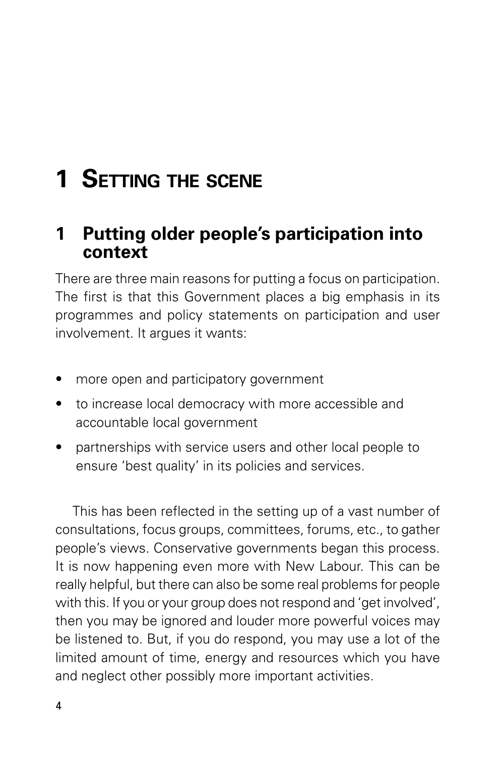# 1 Setting the scene

## 1 Putting older people's participation into context

There are three main reasons for putting a focus on participation. The first is that this Government places a big emphasis in its programmes and policy statements on participation and user involvement. It argues it wants:

- more open and participatory government
- to increase local democracy with more accessible and accountable local government
- partnerships with service users and other local people to ensure 'best quality' in its policies and services.

This has been reflected in the setting up of a vast number of consultations, focus groups, committees, forums, etc., to gather people's views. Conservative governments began this process. It is now happening even more with New Labour. This can be really helpful, but there can also be some real problems for people with this. If you or your group does not respond and 'get involved', then you may be ignored and louder more powerful voices may be listened to. But, if you do respond, you may use a lot of the limited amount of time, energy and resources which you have and neglect other possibly more important activities.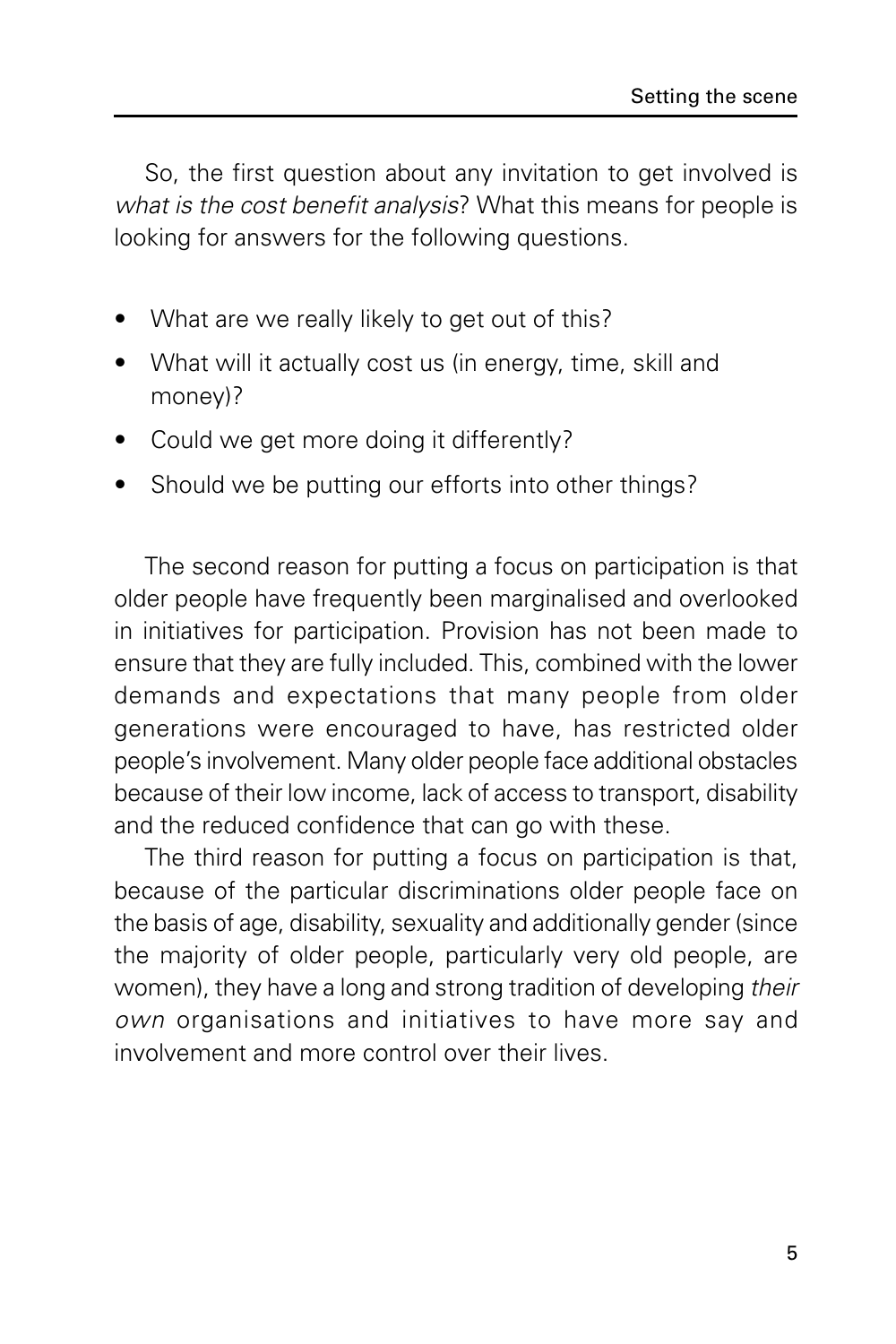So, the first question about any invitation to get involved is *what is the cost benefit analysis*? What this means for people is looking for answers for the following questions.

- What are we really likely to get out of this?
- What will it actually cost us (in energy, time, skill and money)?
- Could we get more doing it differently?
- Should we be putting our efforts into other things?

The second reason for putting a focus on participation is that older people have frequently been marginalised and overlooked in initiatives for participation. Provision has not been made to ensure that they are fully included. This, combined with the lower demands and expectations that many people from older generations were encouraged to have, has restricted older people's involvement. Many older people face additional obstacles because of their low income, lack of access to transport, disability and the reduced confidence that can go with these.

The third reason for putting a focus on participation is that, because of the particular discriminations older people face on the basis of age, disability, sexuality and additionally gender (since the majority of older people, particularly very old people, are women), they have a long and strong tradition of developing *their own* organisations and initiatives to have more say and involvement and more control over their lives.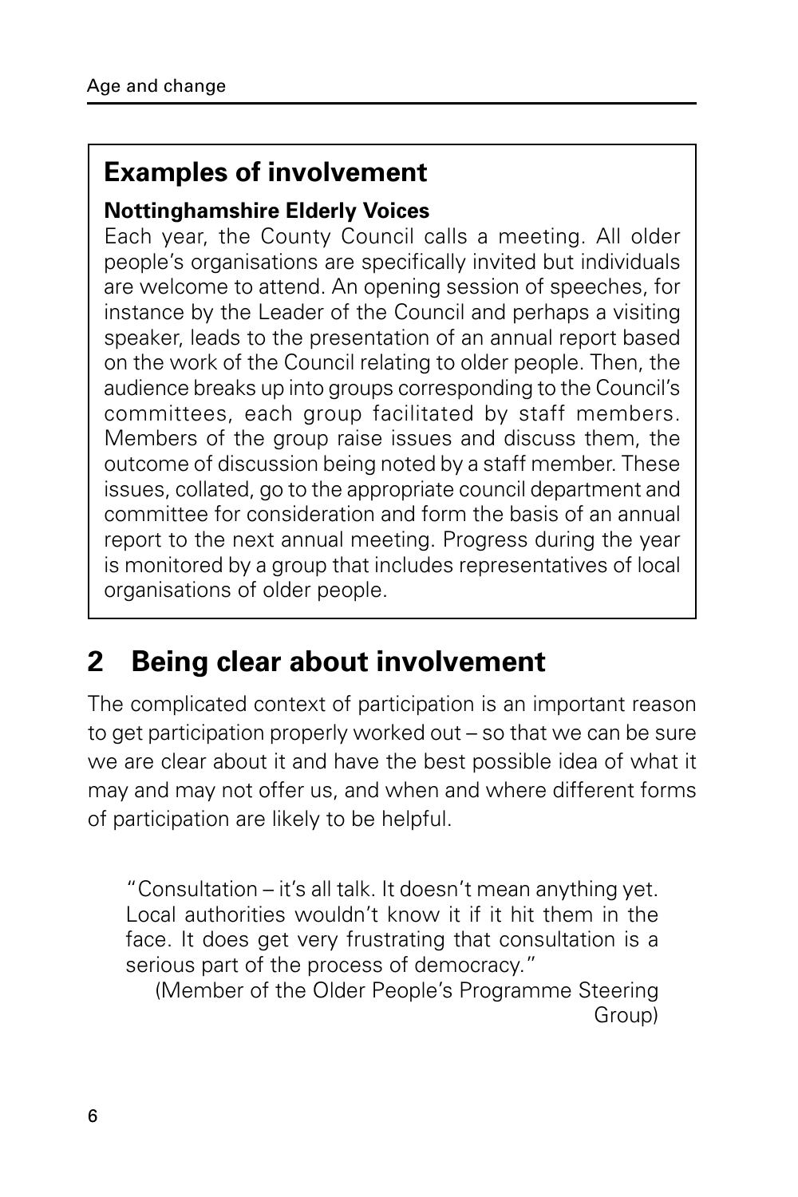## Examples of involvement

**Nottinghamshire Elderly Voices**

Each year, the County Council calls a meeting. All older people's organisations are specifically invited but individuals are welcome to attend. An opening session of speeches, for instance by the Leader of the Council and perhaps a visiting speaker, leads to the presentation of an annual report based on the work of the Council relating to older people. Then, the audience breaks up into groups corresponding to the Council's committees, each group facilitated by staff members. Members of the group raise issues and discuss them, the outcome of discussion being noted by a staff member. These issues, collated, go to the appropriate council department and committee for consideration and form the basis of an annual report to the next annual meeting. Progress during the year is monitored by a group that includes representatives of local organisations of older people.

# 2 Being clear about involvement

The complicated context of participation is an important reason to get participation properly worked out – so that we can be sure we are clear about it and have the best possible idea of what it may and may not offer us, and when and where different forms of participation are likely to be helpful.

> "Consultation – it's all talk. It doesn't mean anything yet. Local authorities wouldn't know it if it hit them in the face. It does get very frustrating that consultation is a serious part of the process of democracy."
>
> (Member of the Older People's Programme Steering Group)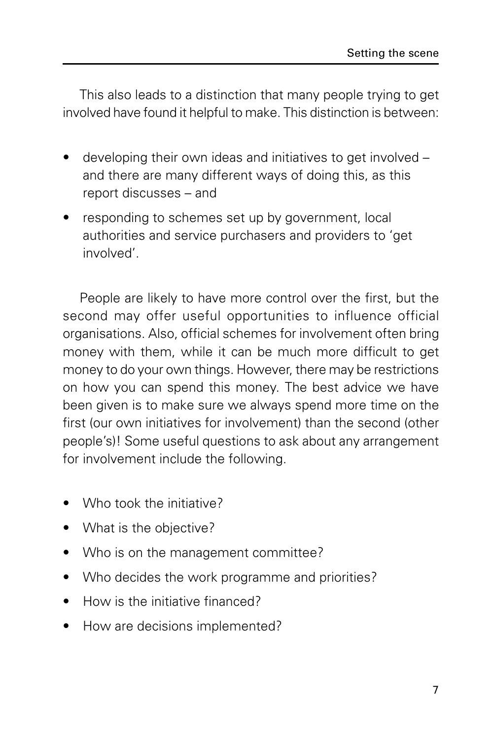This also leads to a distinction that many people trying to get involved have found it helpful to make. This distinction is between:

- developing their own ideas and initiatives to get involved – and there are many different ways of doing this, as this report discusses – and
- responding to schemes set up by government, local authorities and service purchasers and providers to 'get involved'.

People are likely to have more control over the first, but the second may offer useful opportunities to influence official organisations. Also, official schemes for involvement often bring money with them, while it can be much more difficult to get money to do your own things. However, there may be restrictions on how you can spend this money. The best advice we have been given is to make sure we always spend more time on the first (our own initiatives for involvement) than the second (other people's)! Some useful questions to ask about any arrangement for involvement include the following.

- Who took the initiative?
- What is the objective?
- Who is on the management committee?
- Who decides the work programme and priorities?
- How is the initiative financed?
- How are decisions implemented?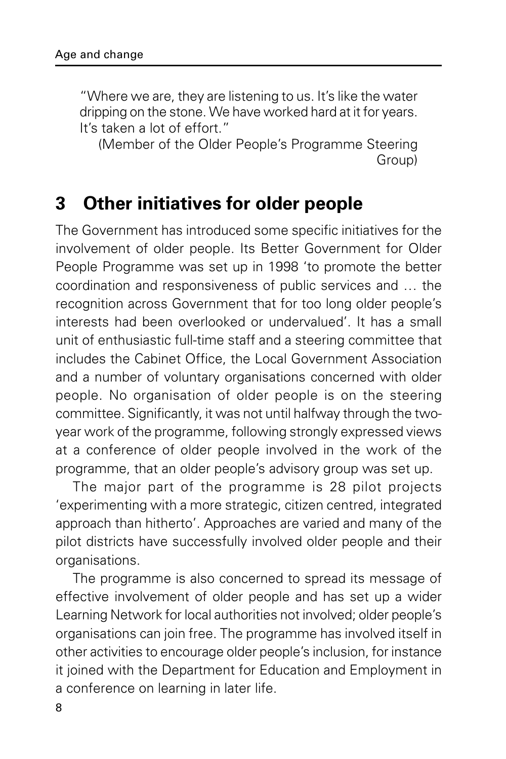"Where we are, they are listening to us. It's like the water dripping on the stone. We have worked hard at it for years. It's taken a lot of effort."

(Member of the Older People's Programme Steering Group)

## 3 Other initiatives for older people

The Government has introduced some specific initiatives for the involvement of older people. Its Better Government for Older People Programme was set up in 1998 'to promote the better coordination and responsiveness of public services and … the recognition across Government that for too long older people's interests had been overlooked or undervalued'. It has a small unit of enthusiastic full-time staff and a steering committee that includes the Cabinet Office, the Local Government Association and a number of voluntary organisations concerned with older people. No organisation of older people is on the steering committee. Significantly, it was not until halfway through the two-year work of the programme, following strongly expressed views at a conference of older people involved in the work of the programme, that an older people's advisory group was set up.

The major part of the programme is 28 pilot projects 'experimenting with a more strategic, citizen centred, integrated approach than hitherto'. Approaches are varied and many of the pilot districts have successfully involved older people and their organisations.

The programme is also concerned to spread its message of effective involvement of older people and has set up a wider Learning Network for local authorities not involved; older people's organisations can join free. The programme has involved itself in other activities to encourage older people's inclusion, for instance it joined with the Department for Education and Employment in a conference on learning in later life.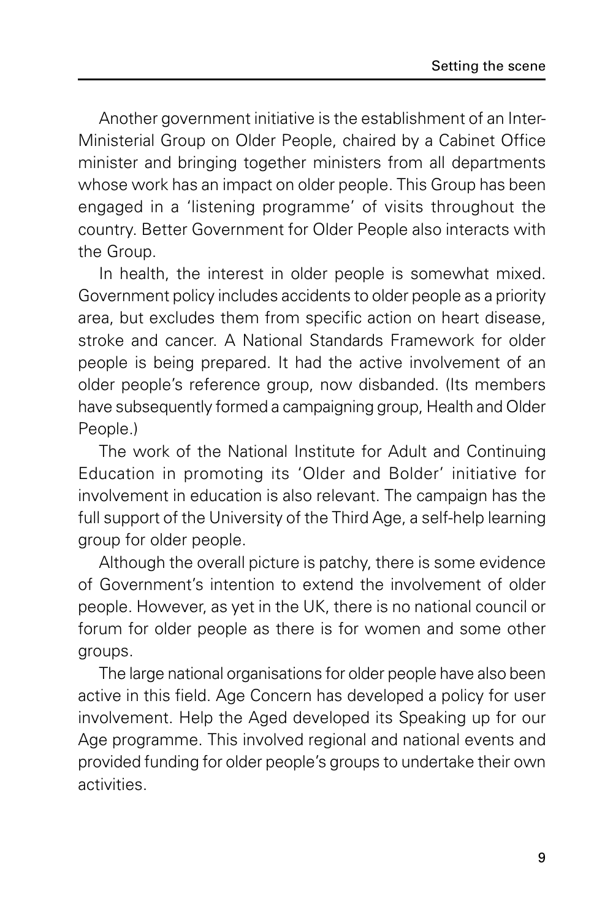Another government initiative is the establishment of an Inter-Ministerial Group on Older People, chaired by a Cabinet Office minister and bringing together ministers from all departments whose work has an impact on older people. This Group has been engaged in a 'listening programme' of visits throughout the country. Better Government for Older People also interacts with the Group.

In health, the interest in older people is somewhat mixed. Government policy includes accidents to older people as a priority area, but excludes them from specific action on heart disease, stroke and cancer. A National Standards Framework for older people is being prepared. It had the active involvement of an older people's reference group, now disbanded. (Its members have subsequently formed a campaigning group, Health and Older People.)

The work of the National Institute for Adult and Continuing Education in promoting its 'Older and Bolder' initiative for involvement in education is also relevant. The campaign has the full support of the University of the Third Age, a self-help learning group for older people.

Although the overall picture is patchy, there is some evidence of Government's intention to extend the involvement of older people. However, as yet in the UK, there is no national council or forum for older people as there is for women and some other groups.

The large national organisations for older people have also been active in this field. Age Concern has developed a policy for user involvement. Help the Aged developed its Speaking up for our Age programme. This involved regional and national events and provided funding for older people's groups to undertake their own activities.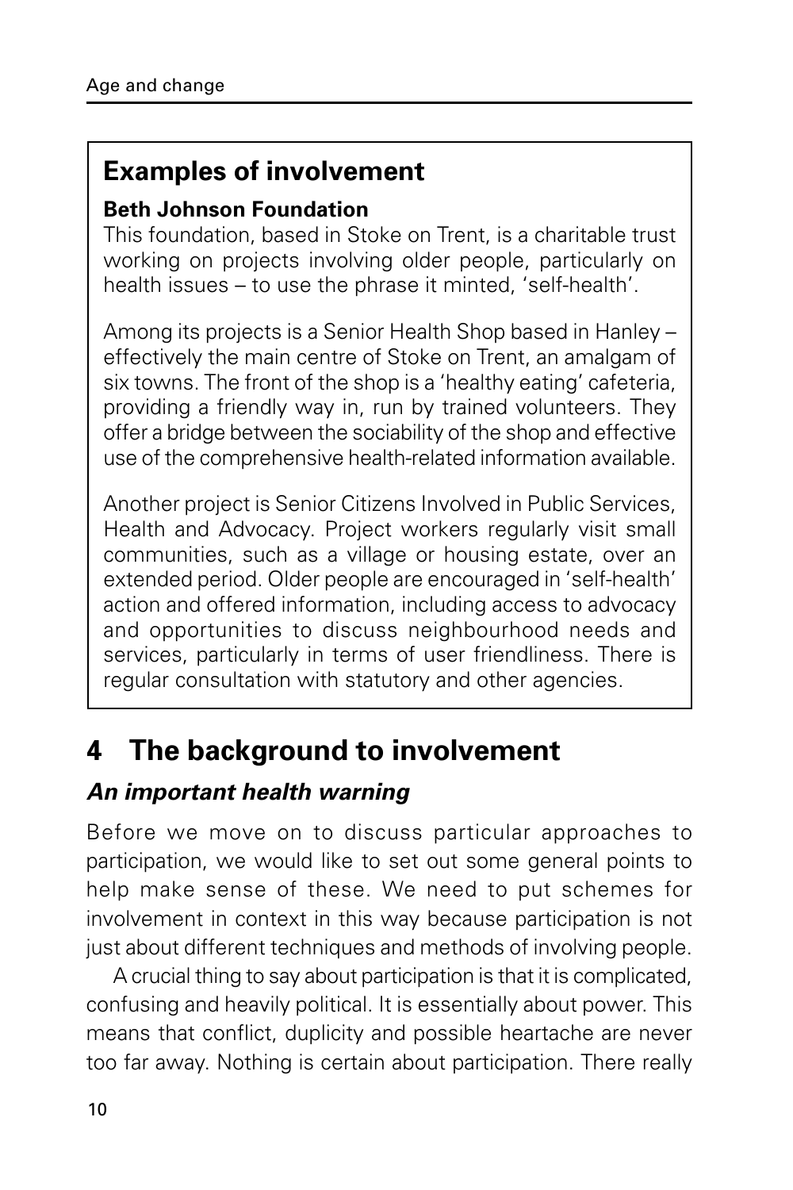## Examples of involvement

**Beth Johnson Foundation**

This foundation, based in Stoke on Trent, is a charitable trust working on projects involving older people, particularly on health issues – to use the phrase it minted, 'self-health'.

Among its projects is a Senior Health Shop based in Hanley – effectively the main centre of Stoke on Trent, an amalgam of six towns. The front of the shop is a 'healthy eating' cafeteria, providing a friendly way in, run by trained volunteers. They offer a bridge between the sociability of the shop and effective use of the comprehensive health-related information available.

Another project is Senior Citizens Involved in Public Services, Health and Advocacy. Project workers regularly visit small communities, such as a village or housing estate, over an extended period. Older people are encouraged in 'self-health' action and offered information, including access to advocacy and opportunities to discuss neighbourhood needs and services, particularly in terms of user friendliness. There is regular consultation with statutory and other agencies.

# 4 The background to involvement

### *An important health warning*

Before we move on to discuss particular approaches to participation, we would like to set out some general points to help make sense of these. We need to put schemes for involvement in context in this way because participation is not just about different techniques and methods of involving people.

A crucial thing to say about participation is that it is complicated, confusing and heavily political. It is essentially about power. This means that conflict, duplicity and possible heartache are never too far away. Nothing is certain about participation. There really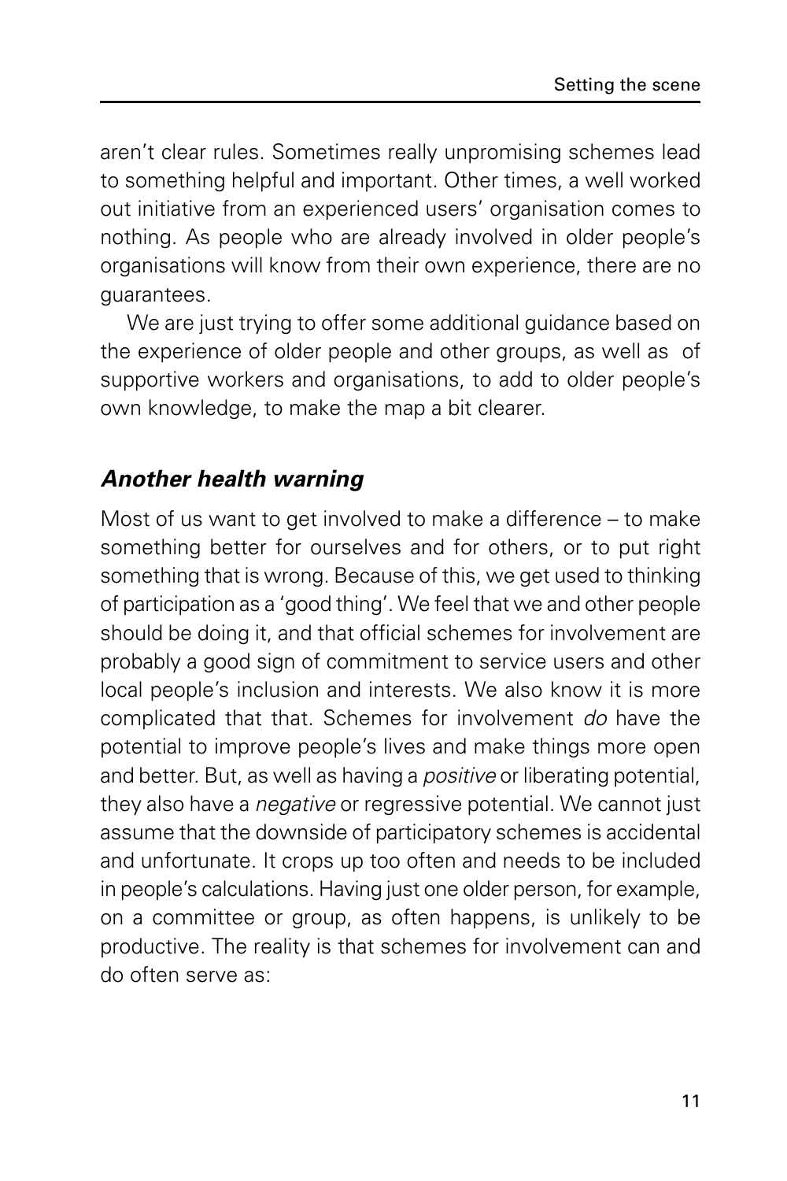aren't clear rules. Sometimes really unpromising schemes lead to something helpful and important. Other times, a well worked out initiative from an experienced users' organisation comes to nothing. As people who are already involved in older people's organisations will know from their own experience, there are no guarantees.

We are just trying to offer some additional guidance based on the experience of older people and other groups, as well as of supportive workers and organisations, to add to older people's own knowledge, to make the map a bit clearer.

### ***Another health warning***

Most of us want to get involved to make a difference – to make something better for ourselves and for others, or to put right something that is wrong. Because of this, we get used to thinking of participation as a 'good thing'. We feel that we and other people should be doing it, and that official schemes for involvement are probably a good sign of commitment to service users and other local people's inclusion and interests. We also know it is more complicated that that. Schemes for involvement *do* have the potential to improve people's lives and make things more open and better. But, as well as having a *positive* or liberating potential, they also have a *negative* or regressive potential. We cannot just assume that the downside of participatory schemes is accidental and unfortunate. It crops up too often and needs to be included in people's calculations. Having just one older person, for example, on a committee or group, as often happens, is unlikely to be productive. The reality is that schemes for involvement can and do often serve as: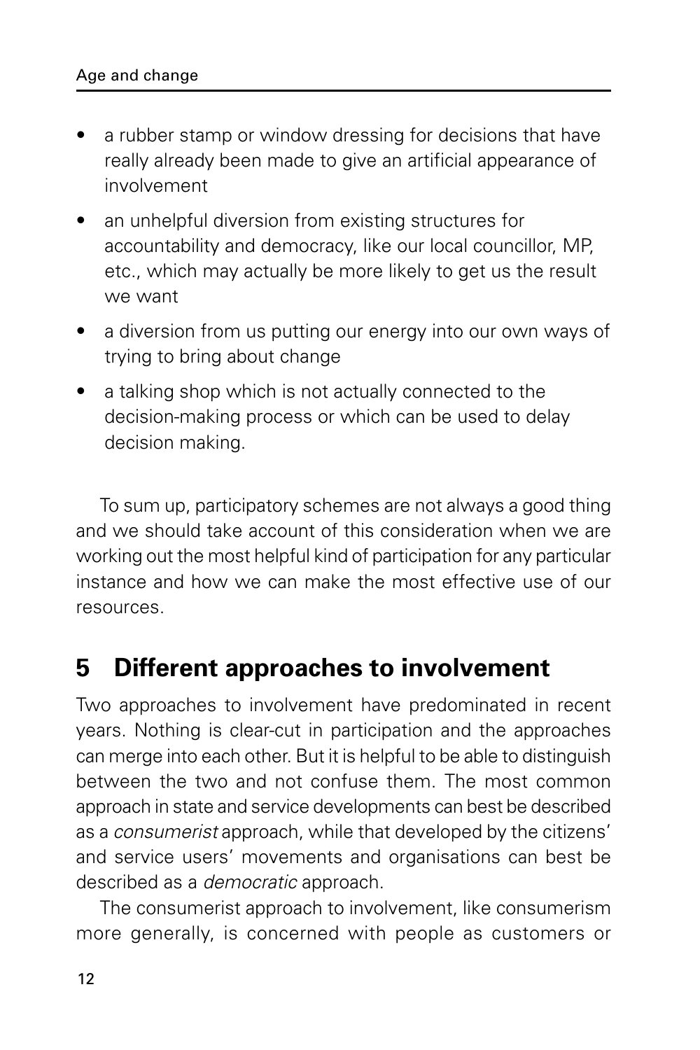- a rubber stamp or window dressing for decisions that have really already been made to give an artificial appearance of involvement
- an unhelpful diversion from existing structures for accountability and democracy, like our local councillor, MP, etc., which may actually be more likely to get us the result we want
- a diversion from us putting our energy into our own ways of trying to bring about change
- a talking shop which is not actually connected to the decision-making process or which can be used to delay decision making.

To sum up, participatory schemes are not always a good thing and we should take account of this consideration when we are working out the most helpful kind of participation for any particular instance and how we can make the most effective use of our resources.

## 5 Different approaches to involvement

Two approaches to involvement have predominated in recent years. Nothing is clear-cut in participation and the approaches can merge into each other. But it is helpful to be able to distinguish between the two and not confuse them. The most common approach in state and service developments can best be described as a *consumerist* approach, while that developed by the citizens' and service users' movements and organisations can best be described as a *democratic* approach.

The consumerist approach to involvement, like consumerism more generally, is concerned with people as customers or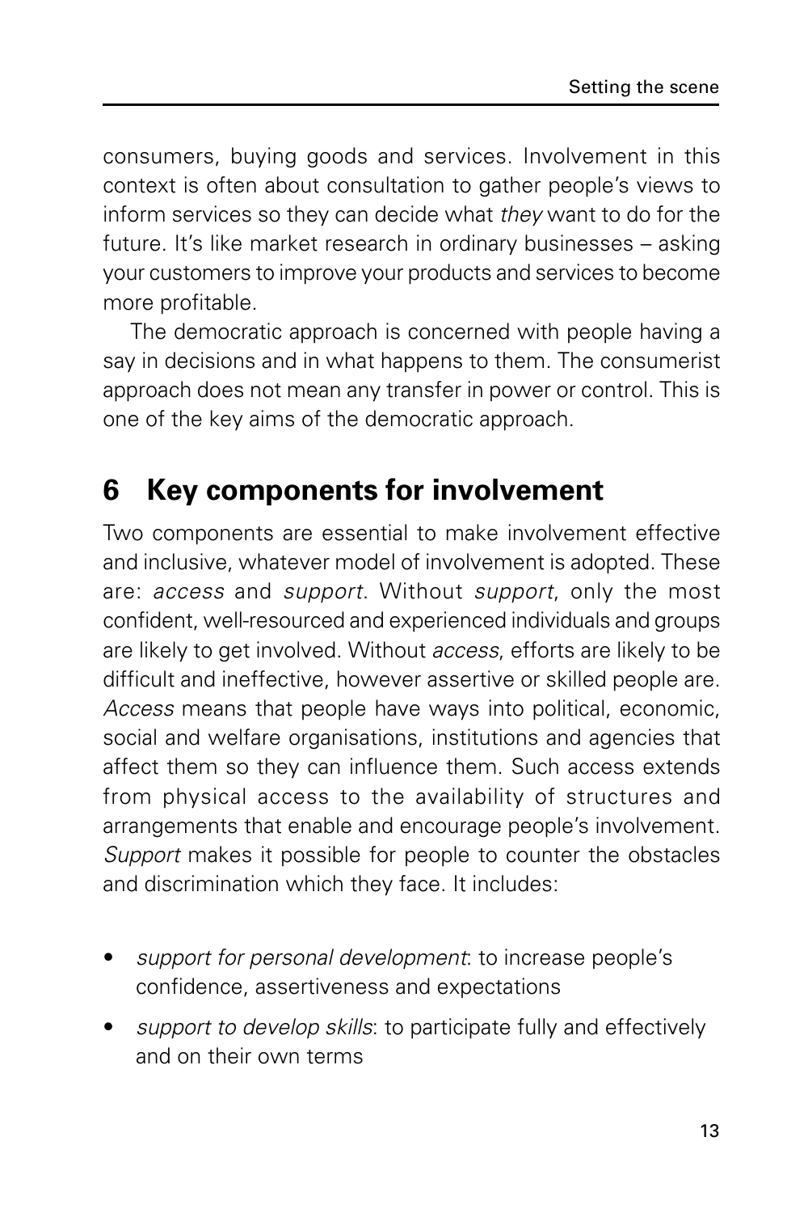consumers, buying goods and services. Involvement in this context is often about consultation to gather people's views to inform services so they can decide what *they* want to do for the future. It's like market research in ordinary businesses – asking your customers to improve your products and services to become more profitable.

The democratic approach is concerned with people having a say in decisions and in what happens to them. The consumerist approach does not mean any transfer in power or control. This is one of the key aims of the democratic approach.

## 6 Key components for involvement

Two components are essential to make involvement effective and inclusive, whatever model of involvement is adopted. These are: *access* and *support*. Without *support*, only the most confident, well-resourced and experienced individuals and groups are likely to get involved. Without *access*, efforts are likely to be difficult and ineffective, however assertive or skilled people are. *Access* means that people have ways into political, economic, social and welfare organisations, institutions and agencies that affect them so they can influence them. Such access extends from physical access to the availability of structures and arrangements that enable and encourage people's involvement. *Support* makes it possible for people to counter the obstacles and discrimination which they face. It includes:

- *support for personal development*: to increase people's confidence, assertiveness and expectations
- *support to develop skills*: to participate fully and effectively and on their own terms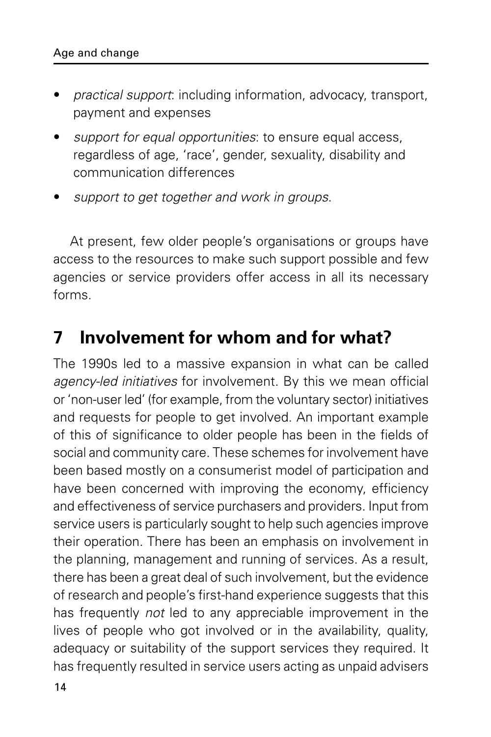- *practical support*: including information, advocacy, transport, payment and expenses
- *support for equal opportunities*: to ensure equal access, regardless of age, 'race', gender, sexuality, disability and communication differences
- *support to get together and work in groups*.

At present, few older people's organisations or groups have access to the resources to make such support possible and few agencies or service providers offer access in all its necessary forms.

## 7 Involvement for whom and for what?

The 1990s led to a massive expansion in what can be called *agency-led initiatives* for involvement. By this we mean official or 'non-user led' (for example, from the voluntary sector) initiatives and requests for people to get involved. An important example of this of significance to older people has been in the fields of social and community care. These schemes for involvement have been based mostly on a consumerist model of participation and have been concerned with improving the economy, efficiency and effectiveness of service purchasers and providers. Input from service users is particularly sought to help such agencies improve their operation. There has been an emphasis on involvement in the planning, management and running of services. As a result, there has been a great deal of such involvement, but the evidence of research and people's first-hand experience suggests that this has frequently *not* led to any appreciable improvement in the lives of people who got involved or in the availability, quality, adequacy or suitability of the support services they required. It has frequently resulted in service users acting as unpaid advisers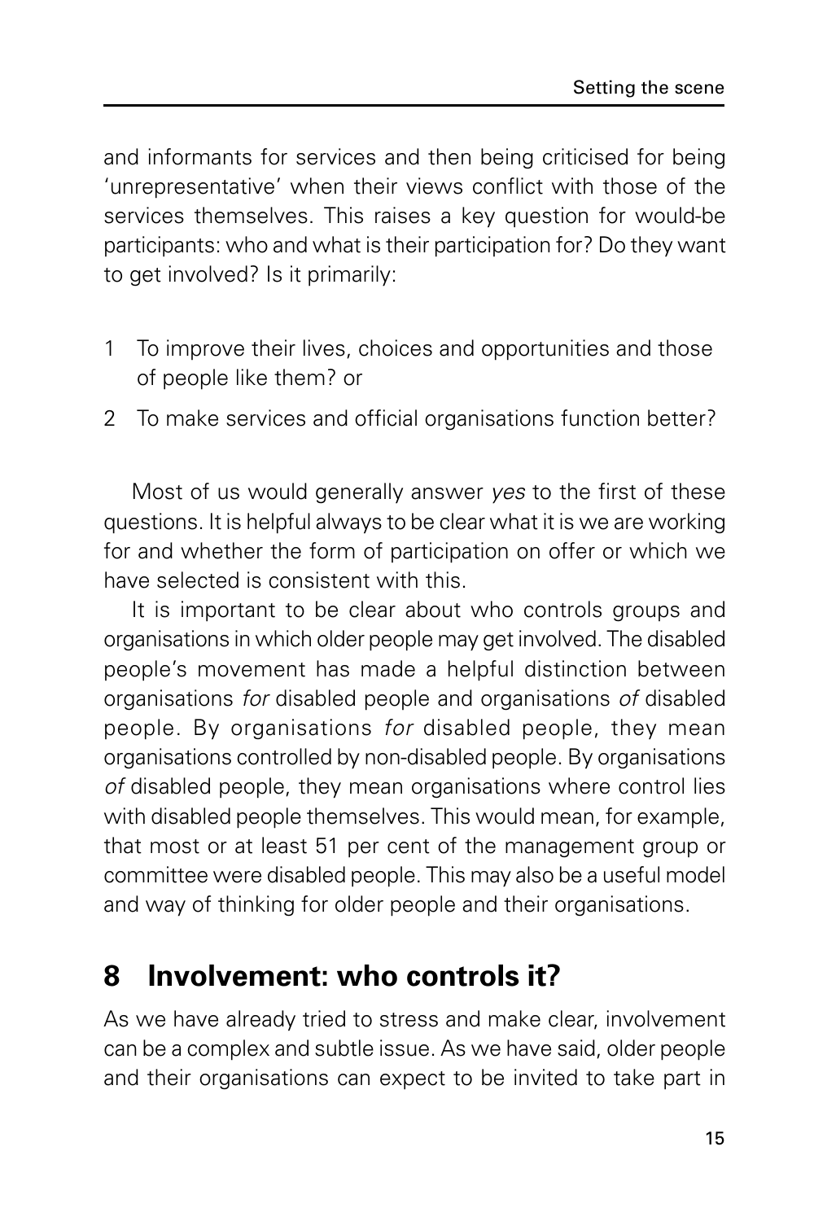and informants for services and then being criticised for being 'unrepresentative' when their views conflict with those of the services themselves. This raises a key question for would-be participants: who and what is their participation for? Do they want to get involved? Is it primarily:

1 To improve their lives, choices and opportunities and those of people like them? or
2 To make services and official organisations function better?

Most of us would generally answer *yes* to the first of these questions. It is helpful always to be clear what it is we are working for and whether the form of participation on offer or which we have selected is consistent with this.

It is important to be clear about who controls groups and organisations in which older people may get involved. The disabled people's movement has made a helpful distinction between organisations *for* disabled people and organisations *of* disabled people. By organisations *for* disabled people, they mean organisations controlled by non-disabled people. By organisations *of* disabled people, they mean organisations where control lies with disabled people themselves. This would mean, for example, that most or at least 51 per cent of the management group or committee were disabled people. This may also be a useful model and way of thinking for older people and their organisations.

## 8 Involvement: who controls it?

As we have already tried to stress and make clear, involvement can be a complex and subtle issue. As we have said, older people and their organisations can expect to be invited to take part in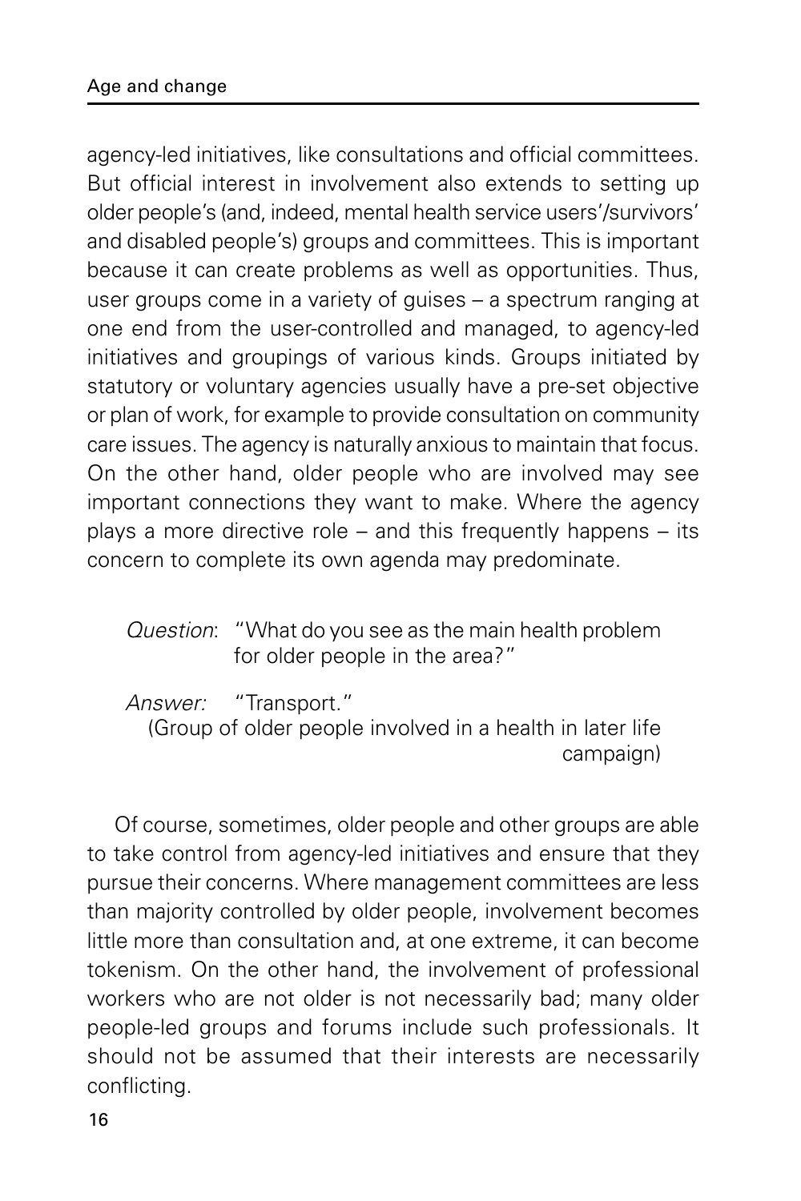agency-led initiatives, like consultations and official committees. But official interest in involvement also extends to setting up older people's (and, indeed, mental health service users'/survivors' and disabled people's) groups and committees. This is important because it can create problems as well as opportunities. Thus, user groups come in a variety of guises – a spectrum ranging at one end from the user-controlled and managed, to agency-led initiatives and groupings of various kinds. Groups initiated by statutory or voluntary agencies usually have a pre-set objective or plan of work, for example to provide consultation on community care issues. The agency is naturally anxious to maintain that focus. On the other hand, older people who are involved may see important connections they want to make. Where the agency plays a more directive role – and this frequently happens – its concern to complete its own agenda may predominate.

> *Question*: "What do you see as the main health problem for older people in the area?"
>
> *Answer:* "Transport."
>
> (Group of older people involved in a health in later life campaign)

Of course, sometimes, older people and other groups are able to take control from agency-led initiatives and ensure that they pursue their concerns. Where management committees are less than majority controlled by older people, involvement becomes little more than consultation and, at one extreme, it can become tokenism. On the other hand, the involvement of professional workers who are not older is not necessarily bad; many older people-led groups and forums include such professionals. It should not be assumed that their interests are necessarily conflicting.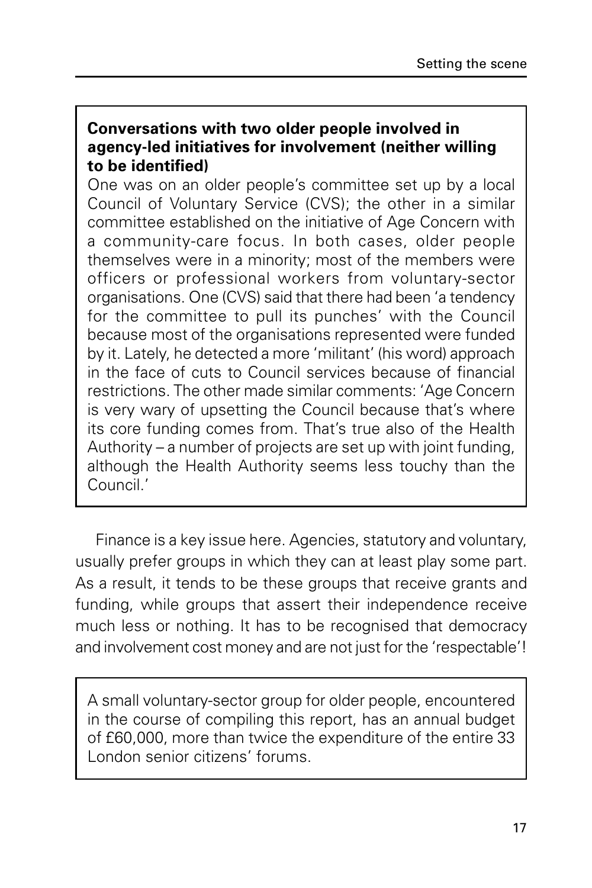**Conversations with two older people involved in agency-led initiatives for involvement (neither willing to be identified)**

One was on an older people's committee set up by a local Council of Voluntary Service (CVS); the other in a similar committee established on the initiative of Age Concern with a community-care focus. In both cases, older people themselves were in a minority; most of the members were officers or professional workers from voluntary-sector organisations. One (CVS) said that there had been 'a tendency for the committee to pull its punches' with the Council because most of the organisations represented were funded by it. Lately, he detected a more 'militant' (his word) approach in the face of cuts to Council services because of financial restrictions. The other made similar comments: 'Age Concern is very wary of upsetting the Council because that's where its core funding comes from. That's true also of the Health Authority – a number of projects are set up with joint funding, although the Health Authority seems less touchy than the Council.'

Finance is a key issue here. Agencies, statutory and voluntary, usually prefer groups in which they can at least play some part. As a result, it tends to be these groups that receive grants and funding, while groups that assert their independence receive much less or nothing. It has to be recognised that democracy and involvement cost money and are not just for the 'respectable'!

A small voluntary-sector group for older people, encountered in the course of compiling this report, has an annual budget of £60,000, more than twice the expenditure of the entire 33 London senior citizens' forums.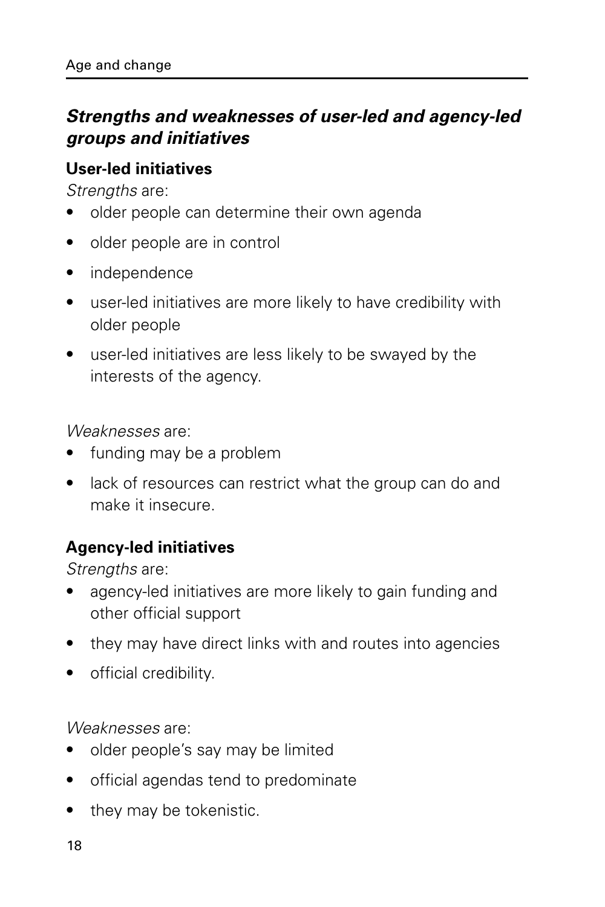### *Strengths and weaknesses of user-led and agency-led groups and initiatives*

**User-led initiatives**

*Strengths* are:

- older people can determine their own agenda
- older people are in control
- independence
- user-led initiatives are more likely to have credibility with older people
- user-led initiatives are less likely to be swayed by the interests of the agency.

*Weaknesses* are:

- funding may be a problem
- lack of resources can restrict what the group can do and make it insecure.

**Agency-led initiatives**

*Strengths* are:

- agency-led initiatives are more likely to gain funding and other official support
- they may have direct links with and routes into agencies
- official credibility.

*Weaknesses* are:

- older people's say may be limited
- official agendas tend to predominate
- they may be tokenistic.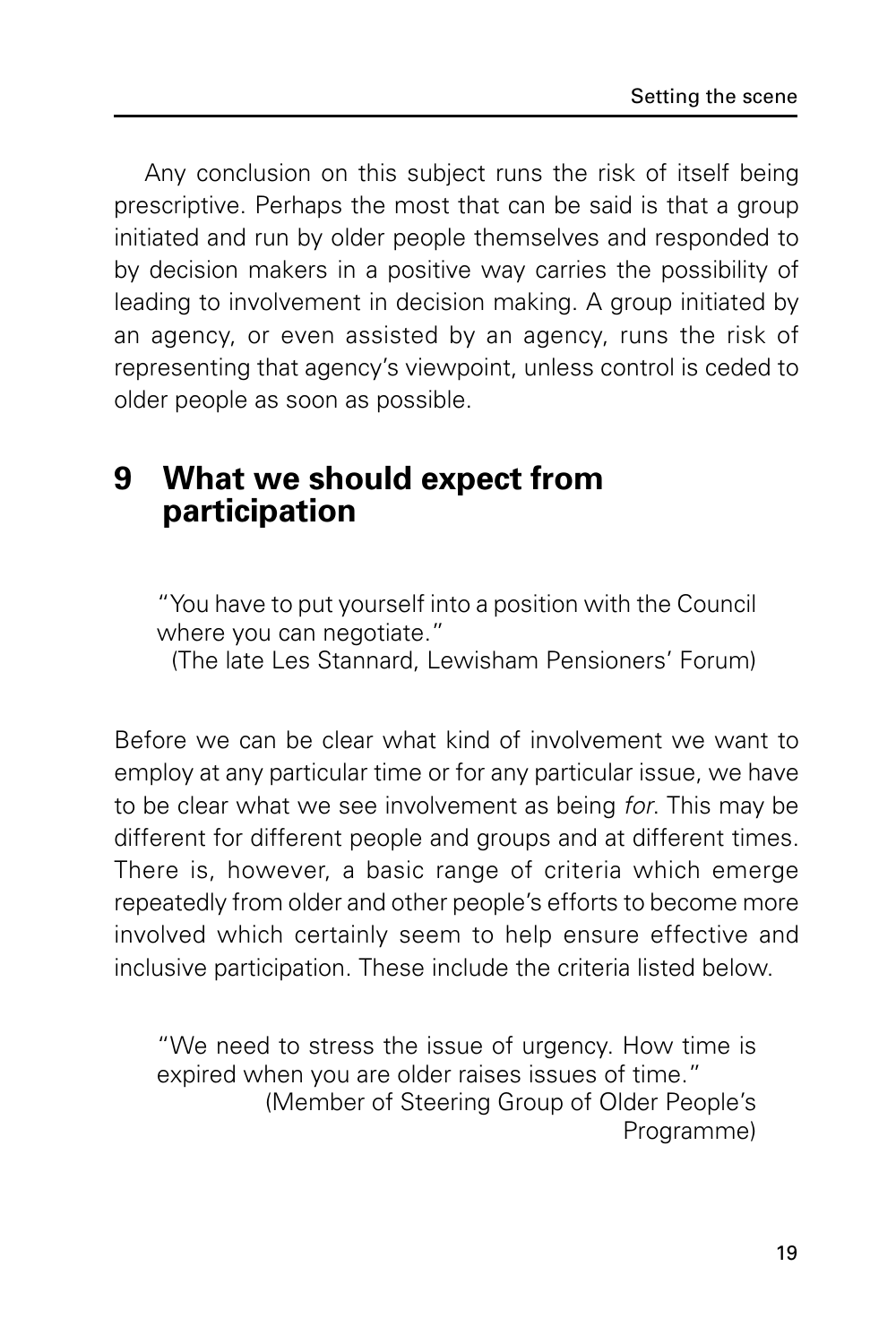Any conclusion on this subject runs the risk of itself being prescriptive. Perhaps the most that can be said is that a group initiated and run by older people themselves and responded to by decision makers in a positive way carries the possibility of leading to involvement in decision making. A group initiated by an agency, or even assisted by an agency, runs the risk of representing that agency's viewpoint, unless control is ceded to older people as soon as possible.

## 9 What we should expect from participation

> "You have to put yourself into a position with the Council where you can negotiate."
> (The late Les Stannard, Lewisham Pensioners' Forum)

Before we can be clear what kind of involvement we want to employ at any particular time or for any particular issue, we have to be clear what we see involvement as being *for*. This may be different for different people and groups and at different times. There is, however, a basic range of criteria which emerge repeatedly from older and other people's efforts to become more involved which certainly seem to help ensure effective and inclusive participation. These include the criteria listed below.

> "We need to stress the issue of urgency. How time is expired when you are older raises issues of time."
> (Member of Steering Group of Older People's Programme)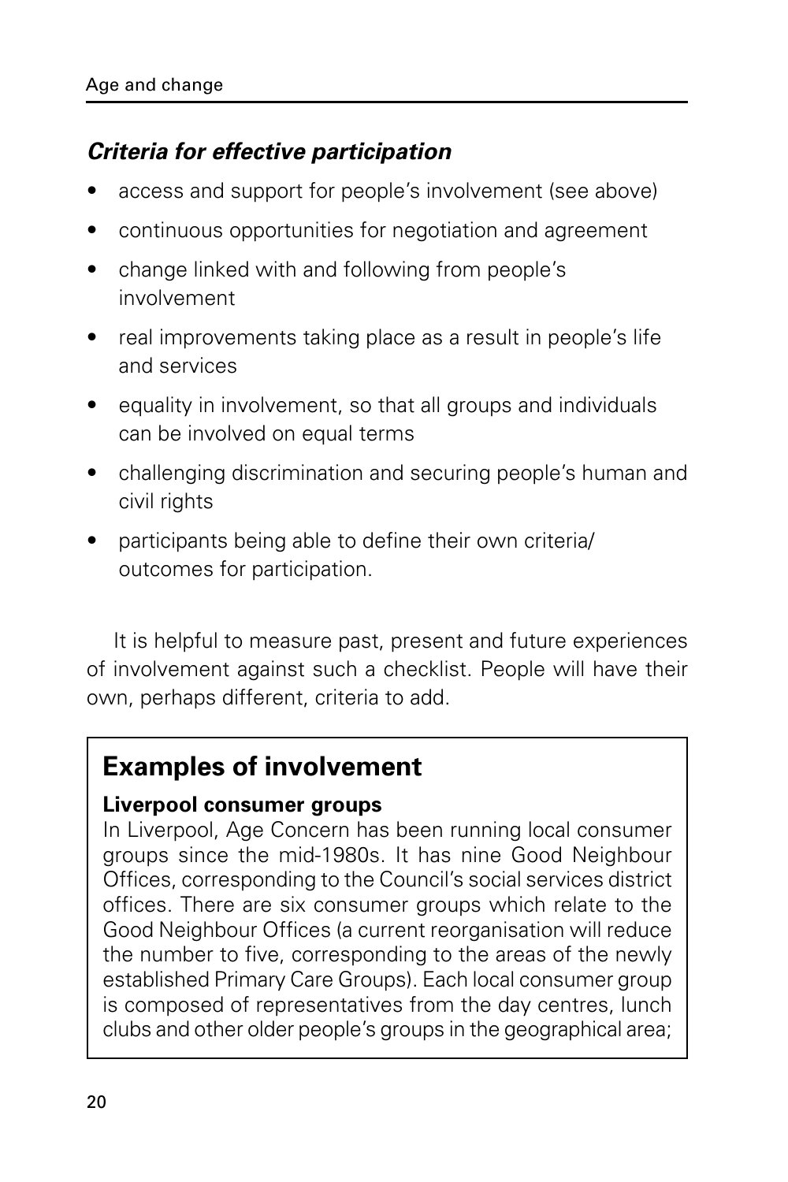### *Criteria for effective participation*

- access and support for people's involvement (see above)
- continuous opportunities for negotiation and agreement
- change linked with and following from people's involvement
- real improvements taking place as a result in people's life and services
- equality in involvement, so that all groups and individuals can be involved on equal terms
- challenging discrimination and securing people's human and civil rights
- participants being able to define their own criteria/ outcomes for participation.

It is helpful to measure past, present and future experiences of involvement against such a checklist. People will have their own, perhaps different, criteria to add.

## Examples of involvement

**Liverpool consumer groups**

In Liverpool, Age Concern has been running local consumer groups since the mid-1980s. It has nine Good Neighbour Offices, corresponding to the Council's social services district offices. There are six consumer groups which relate to the Good Neighbour Offices (a current reorganisation will reduce the number to five, corresponding to the areas of the newly established Primary Care Groups). Each local consumer group is composed of representatives from the day centres, lunch clubs and other older people's groups in the geographical area;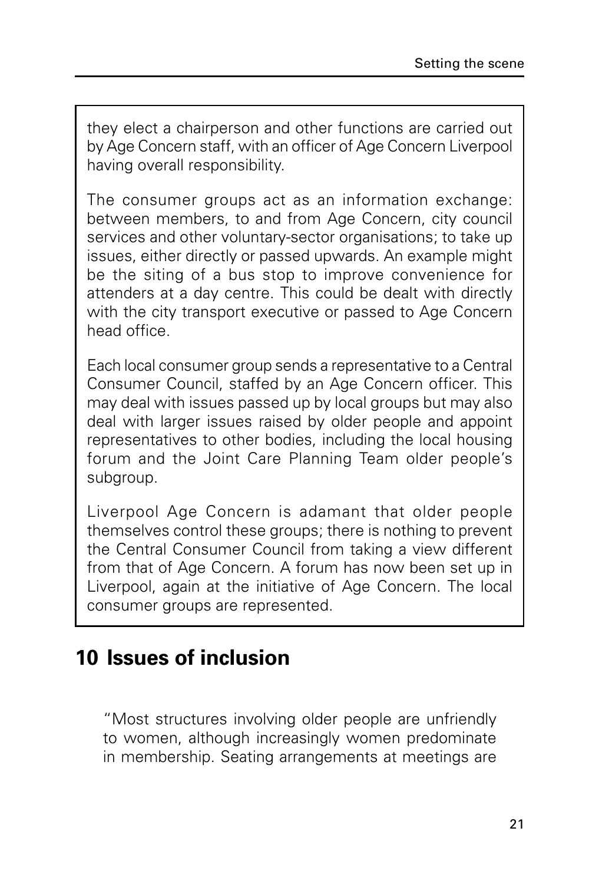they elect a chairperson and other functions are carried out by Age Concern staff, with an officer of Age Concern Liverpool having overall responsibility.

The consumer groups act as an information exchange: between members, to and from Age Concern, city council services and other voluntary-sector organisations; to take up issues, either directly or passed upwards. An example might be the siting of a bus stop to improve convenience for attenders at a day centre. This could be dealt with directly with the city transport executive or passed to Age Concern head office.

Each local consumer group sends a representative to a Central Consumer Council, staffed by an Age Concern officer. This may deal with issues passed up by local groups but may also deal with larger issues raised by older people and appoint representatives to other bodies, including the local housing forum and the Joint Care Planning Team older people's subgroup.

Liverpool Age Concern is adamant that older people themselves control these groups; there is nothing to prevent the Central Consumer Council from taking a view different from that of Age Concern. A forum has now been set up in Liverpool, again at the initiative of Age Concern. The local consumer groups are represented.

## 10 Issues of inclusion

"Most structures involving older people are unfriendly to women, although increasingly women predominate in membership. Seating arrangements at meetings are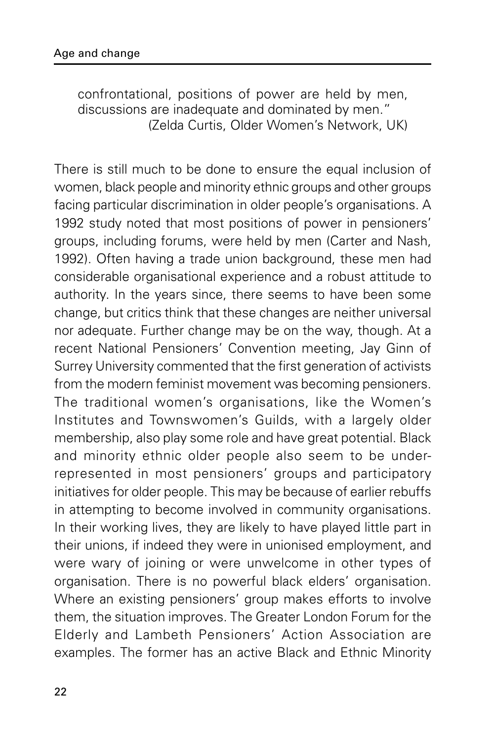> confrontational, positions of power are held by men, discussions are inadequate and dominated by men."
> (Zelda Curtis, Older Women's Network, UK)

There is still much to be done to ensure the equal inclusion of women, black people and minority ethnic groups and other groups facing particular discrimination in older people's organisations. A 1992 study noted that most positions of power in pensioners' groups, including forums, were held by men (Carter and Nash, 1992). Often having a trade union background, these men had considerable organisational experience and a robust attitude to authority. In the years since, there seems to have been some change, but critics think that these changes are neither universal nor adequate. Further change may be on the way, though. At a recent National Pensioners' Convention meeting, Jay Ginn of Surrey University commented that the first generation of activists from the modern feminist movement was becoming pensioners. The traditional women's organisations, like the Women's Institutes and Townswomen's Guilds, with a largely older membership, also play some role and have great potential. Black and minority ethnic older people also seem to be under-represented in most pensioners' groups and participatory initiatives for older people. This may be because of earlier rebuffs in attempting to become involved in community organisations. In their working lives, they are likely to have played little part in their unions, if indeed they were in unionised employment, and were wary of joining or were unwelcome in other types of organisation. There is no powerful black elders' organisation. Where an existing pensioners' group makes efforts to involve them, the situation improves. The Greater London Forum for the Elderly and Lambeth Pensioners' Action Association are examples. The former has an active Black and Ethnic Minority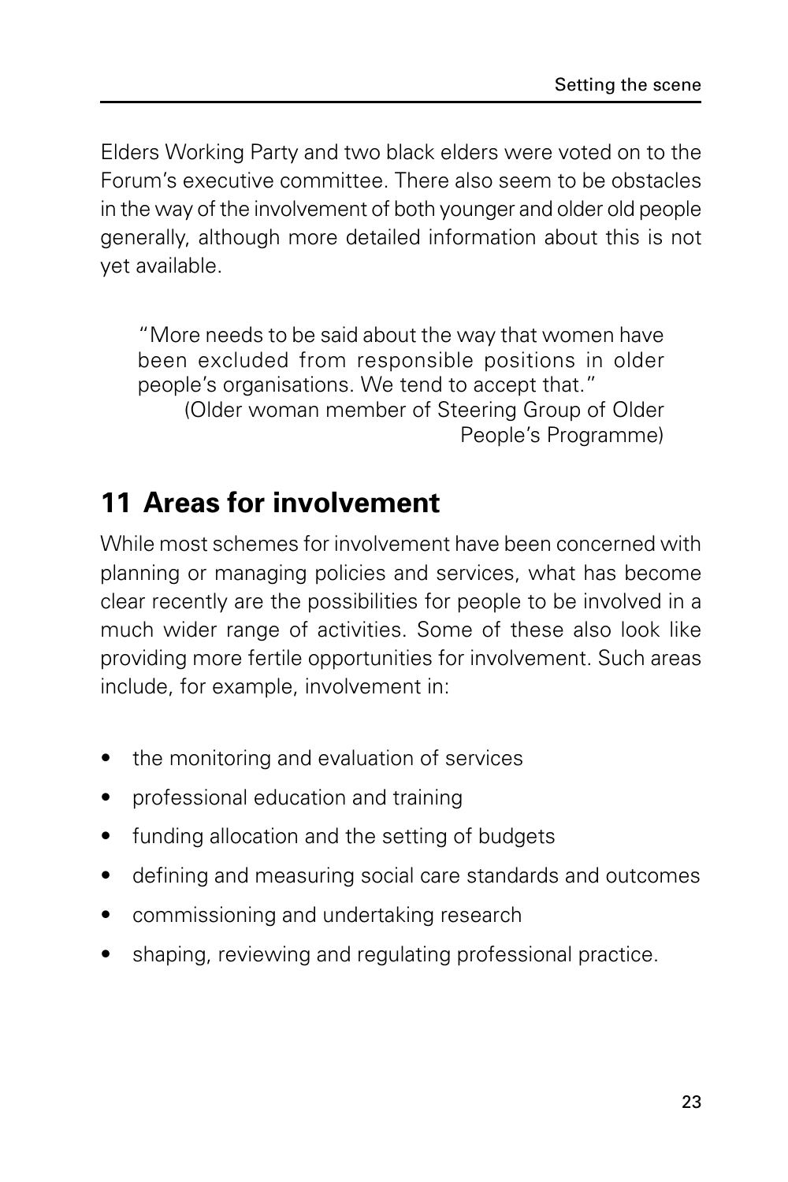Elders Working Party and two black elders were voted on to the Forum's executive committee. There also seem to be obstacles in the way of the involvement of both younger and older old people generally, although more detailed information about this is not yet available.

> "More needs to be said about the way that women have been excluded from responsible positions in older people's organisations. We tend to accept that."
>
> (Older woman member of Steering Group of Older People's Programme)

## 11 Areas for involvement

While most schemes for involvement have been concerned with planning or managing policies and services, what has become clear recently are the possibilities for people to be involved in a much wider range of activities. Some of these also look like providing more fertile opportunities for involvement. Such areas include, for example, involvement in:

- the monitoring and evaluation of services
- professional education and training
- funding allocation and the setting of budgets
- defining and measuring social care standards and outcomes
- commissioning and undertaking research
- shaping, reviewing and regulating professional practice.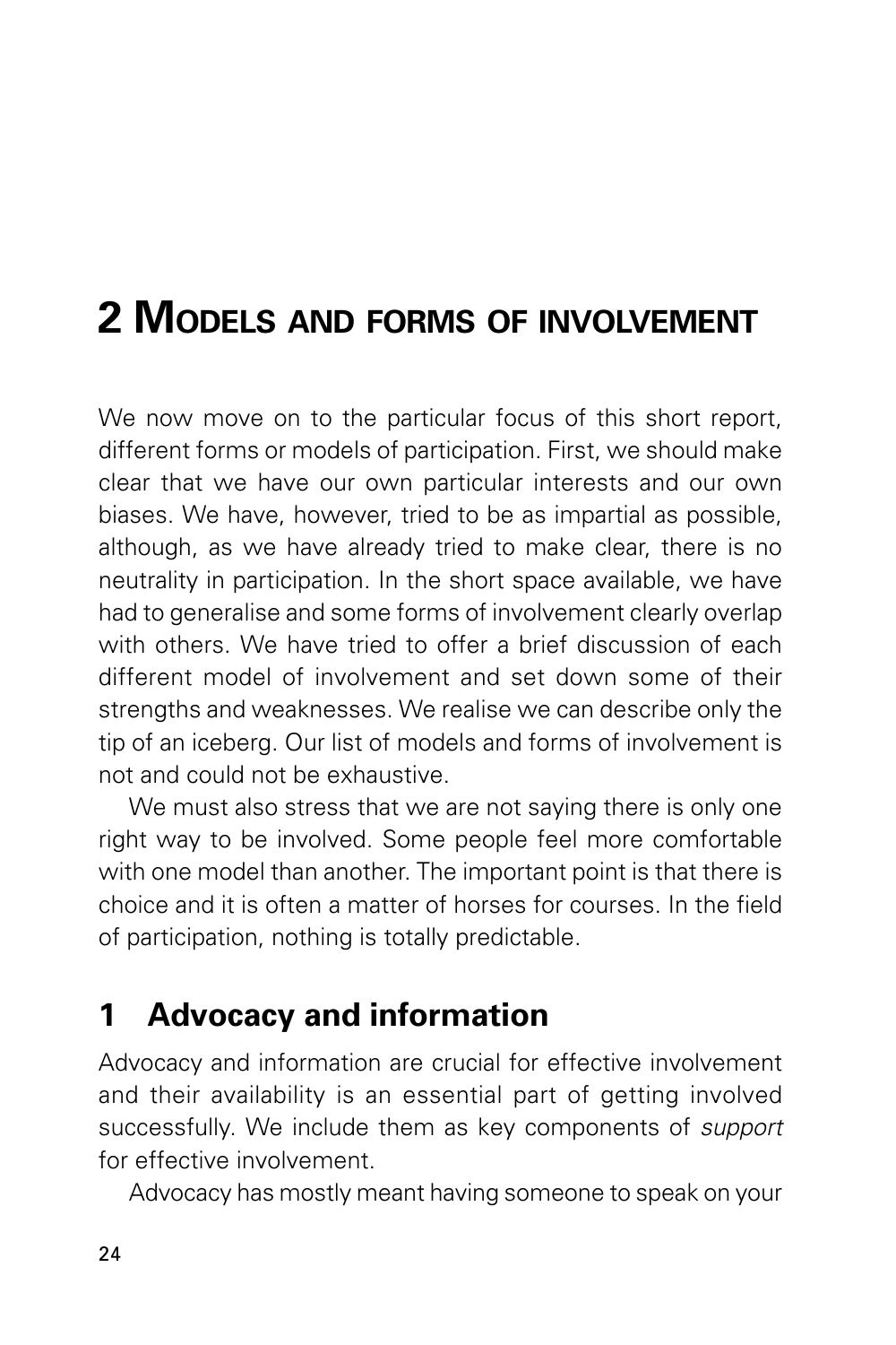# 2 Models and forms of involvement

We now move on to the particular focus of this short report, different forms or models of participation. First, we should make clear that we have our own particular interests and our own biases. We have, however, tried to be as impartial as possible, although, as we have already tried to make clear, there is no neutrality in participation. In the short space available, we have had to generalise and some forms of involvement clearly overlap with others. We have tried to offer a brief discussion of each different model of involvement and set down some of their strengths and weaknesses. We realise we can describe only the tip of an iceberg. Our list of models and forms of involvement is not and could not be exhaustive.

We must also stress that we are not saying there is only one right way to be involved. Some people feel more comfortable with one model than another. The important point is that there is choice and it is often a matter of horses for courses. In the field of participation, nothing is totally predictable.

## 1 Advocacy and information

Advocacy and information are crucial for effective involvement and their availability is an essential part of getting involved successfully. We include them as key components of *support* for effective involvement.

Advocacy has mostly meant having someone to speak on your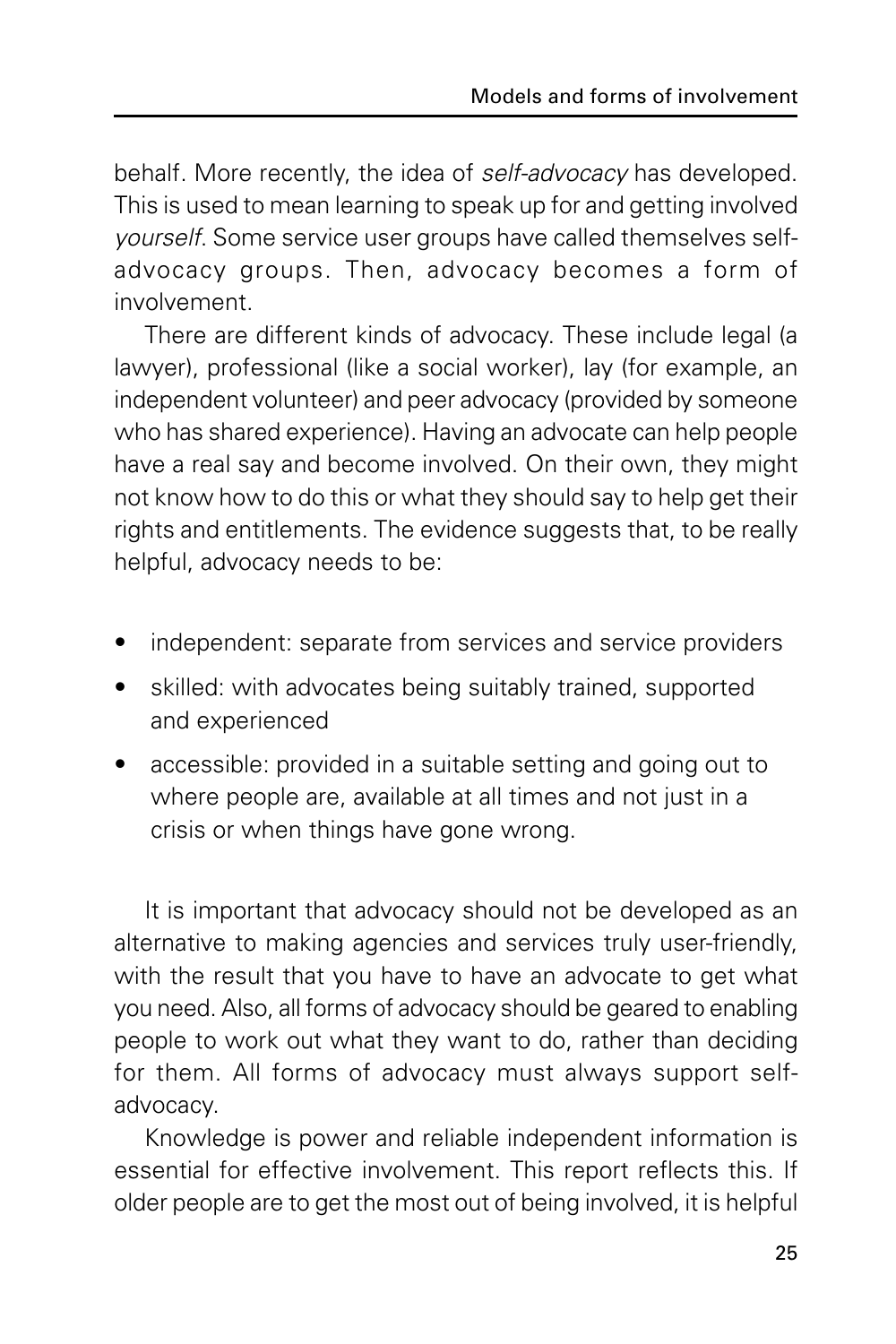behalf. More recently, the idea of *self-advocacy* has developed. This is used to mean learning to speak up for and getting involved *yourself*. Some service user groups have called themselves self-advocacy groups. Then, advocacy becomes a form of involvement.

There are different kinds of advocacy. These include legal (a lawyer), professional (like a social worker), lay (for example, an independent volunteer) and peer advocacy (provided by someone who has shared experience). Having an advocate can help people have a real say and become involved. On their own, they might not know how to do this or what they should say to help get their rights and entitlements. The evidence suggests that, to be really helpful, advocacy needs to be:

- independent: separate from services and service providers
- skilled: with advocates being suitably trained, supported and experienced
- accessible: provided in a suitable setting and going out to where people are, available at all times and not just in a crisis or when things have gone wrong.

It is important that advocacy should not be developed as an alternative to making agencies and services truly user-friendly, with the result that you have to have an advocate to get what you need. Also, all forms of advocacy should be geared to enabling people to work out what they want to do, rather than deciding for them. All forms of advocacy must always support self-advocacy.

Knowledge is power and reliable independent information is essential for effective involvement. This report reflects this. If older people are to get the most out of being involved, it is helpful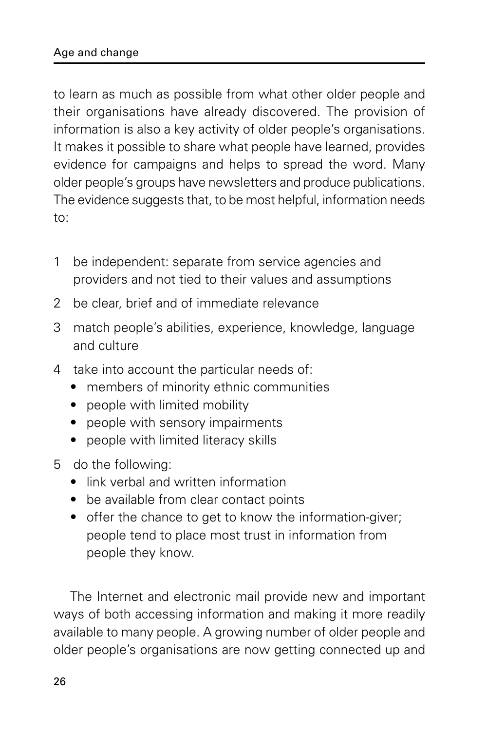to learn as much as possible from what other older people and their organisations have already discovered. The provision of information is also a key activity of older people's organisations. It makes it possible to share what people have learned, provides evidence for campaigns and helps to spread the word. Many older people's groups have newsletters and produce publications. The evidence suggests that, to be most helpful, information needs to:

1. be independent: separate from service agencies and providers and not tied to their values and assumptions
2. be clear, brief and of immediate relevance
3. match people's abilities, experience, knowledge, language and culture
4. take into account the particular needs of:
   - members of minority ethnic communities
   - people with limited mobility
   - people with sensory impairments
   - people with limited literacy skills
5. do the following:
   - link verbal and written information
   - be available from clear contact points
   - offer the chance to get to know the information-giver; people tend to place most trust in information from people they know.

The Internet and electronic mail provide new and important ways of both accessing information and making it more readily available to many people. A growing number of older people and older people's organisations are now getting connected up and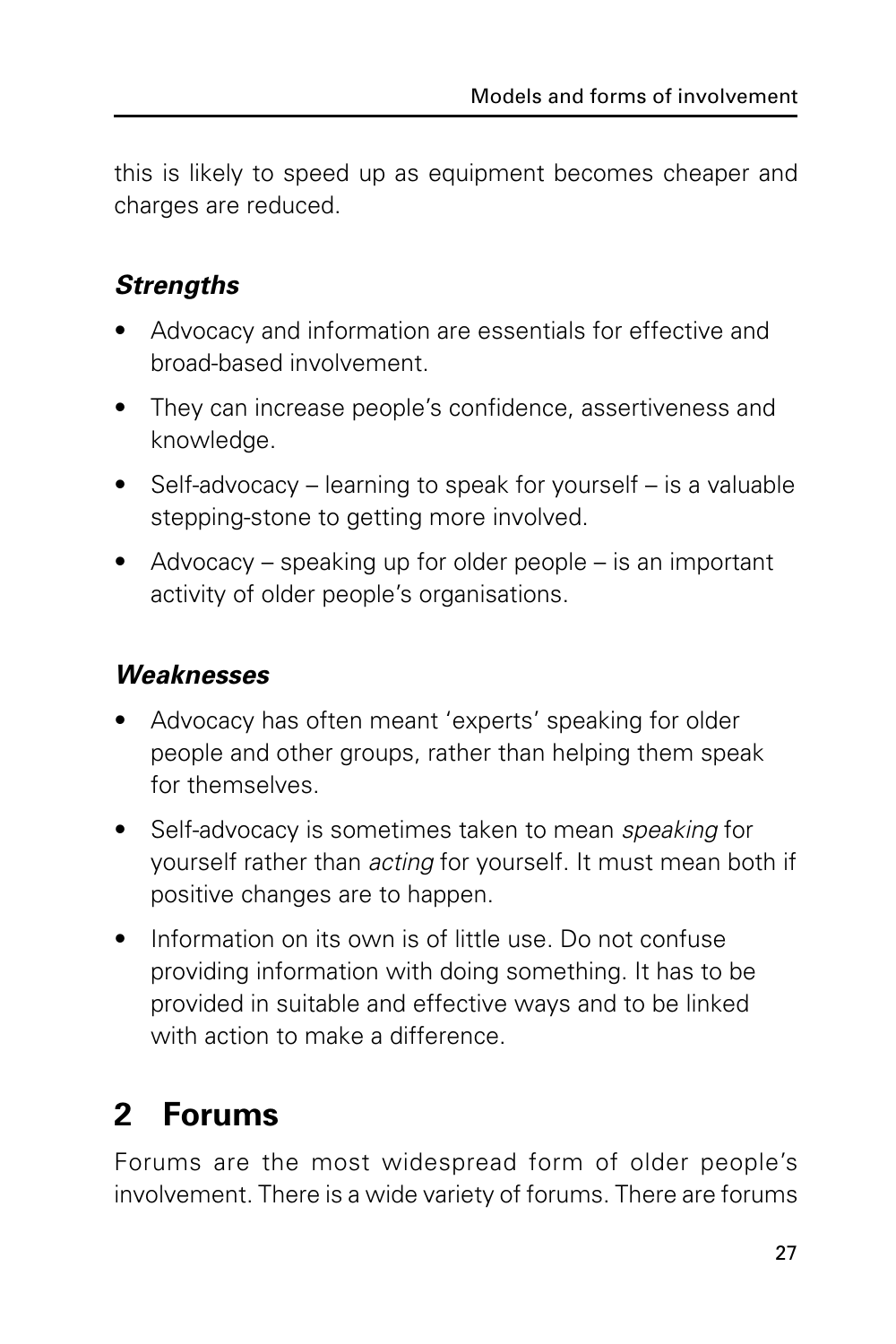this is likely to speed up as equipment becomes cheaper and charges are reduced.

### *Strengths*

- Advocacy and information are essentials for effective and broad-based involvement.
- They can increase people's confidence, assertiveness and knowledge.
- Self-advocacy – learning to speak for yourself – is a valuable stepping-stone to getting more involved.
- Advocacy – speaking up for older people – is an important activity of older people's organisations.

### *Weaknesses*

- Advocacy has often meant 'experts' speaking for older people and other groups, rather than helping them speak for themselves.
- Self-advocacy is sometimes taken to mean *speaking* for yourself rather than *acting* for yourself. It must mean both if positive changes are to happen.
- Information on its own is of little use. Do not confuse providing information with doing something. It has to be provided in suitable and effective ways and to be linked with action to make a difference.

## 2 Forums

Forums are the most widespread form of older people's involvement. There is a wide variety of forums. There are forums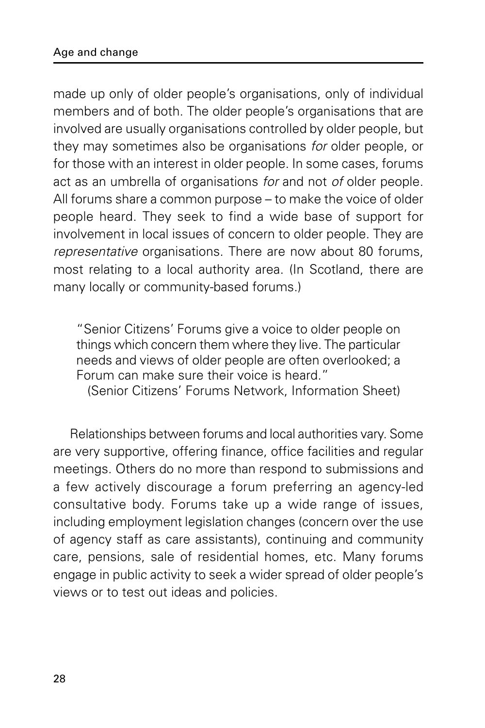made up only of older people's organisations, only of individual members and of both. The older people's organisations that are involved are usually organisations controlled by older people, but they may sometimes also be organisations *for* older people, or for those with an interest in older people. In some cases, forums act as an umbrella of organisations *for* and not *of* older people. All forums share a common purpose – to make the voice of older people heard. They seek to find a wide base of support for involvement in local issues of concern to older people. They are *representative* organisations. There are now about 80 forums, most relating to a local authority area. (In Scotland, there are many locally or community-based forums.)

> "Senior Citizens' Forums give a voice to older people on things which concern them where they live. The particular needs and views of older people are often overlooked; a Forum can make sure their voice is heard."
> (Senior Citizens' Forums Network, Information Sheet)

Relationships between forums and local authorities vary. Some are very supportive, offering finance, office facilities and regular meetings. Others do no more than respond to submissions and a few actively discourage a forum preferring an agency-led consultative body. Forums take up a wide range of issues, including employment legislation changes (concern over the use of agency staff as care assistants), continuing and community care, pensions, sale of residential homes, etc. Many forums engage in public activity to seek a wider spread of older people's views or to test out ideas and policies.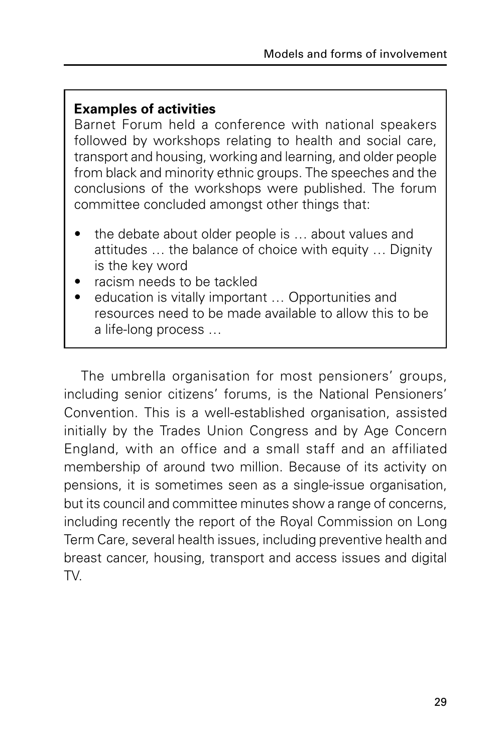**Examples of activities**

Barnet Forum held a conference with national speakers followed by workshops relating to health and social care, transport and housing, working and learning, and older people from black and minority ethnic groups. The speeches and the conclusions of the workshops were published. The forum committee concluded amongst other things that:

- the debate about older people is … about values and attitudes … the balance of choice with equity … Dignity is the key word
- racism needs to be tackled
- education is vitally important … Opportunities and resources need to be made available to allow this to be a life-long process …

The umbrella organisation for most pensioners' groups, including senior citizens' forums, is the National Pensioners' Convention. This is a well-established organisation, assisted initially by the Trades Union Congress and by Age Concern England, with an office and a small staff and an affiliated membership of around two million. Because of its activity on pensions, it is sometimes seen as a single-issue organisation, but its council and committee minutes show a range of concerns, including recently the report of the Royal Commission on Long Term Care, several health issues, including preventive health and breast cancer, housing, transport and access issues and digital TV.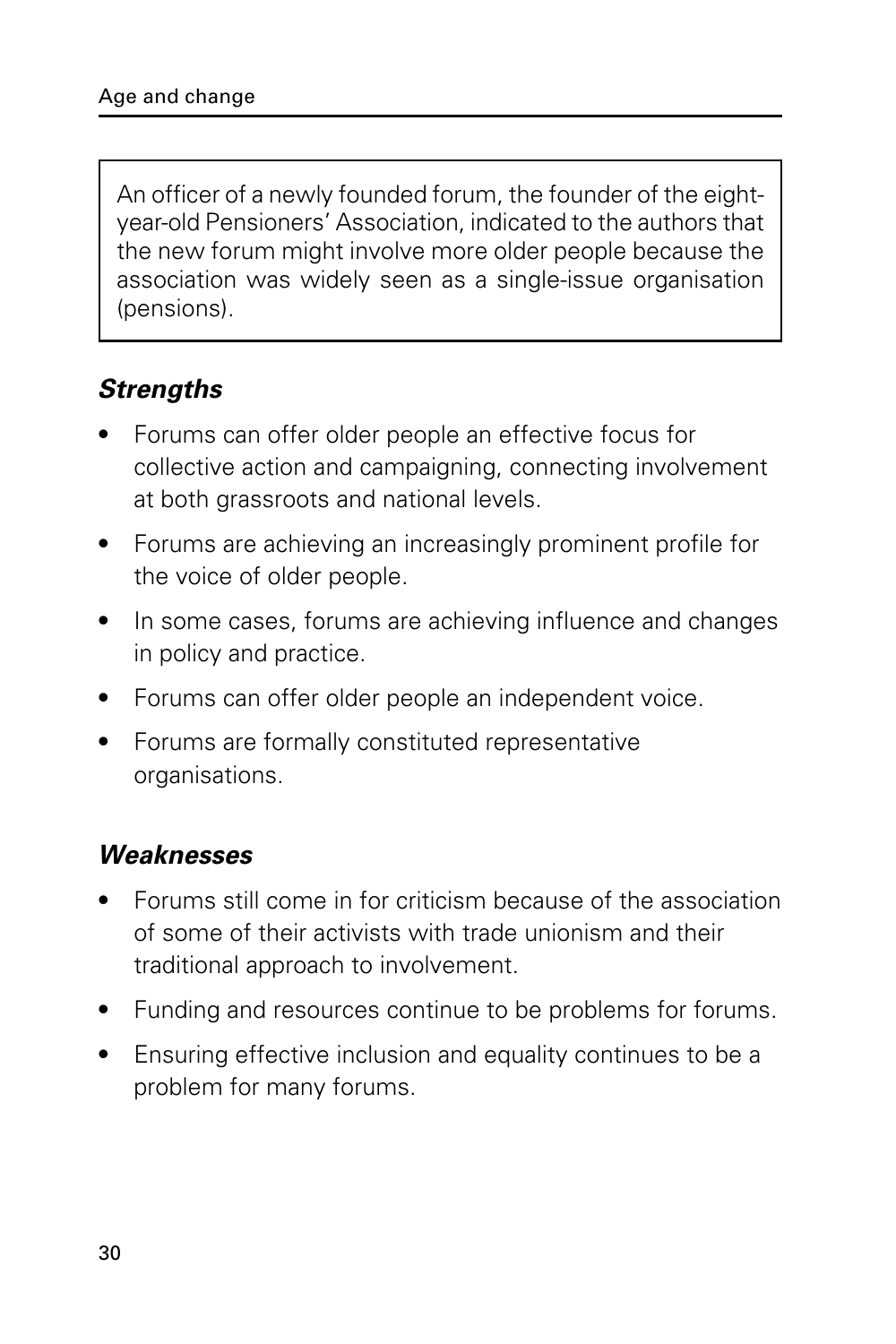An officer of a newly founded forum, the founder of the eight-year-old Pensioners' Association, indicated to the authors that the new forum might involve more older people because the association was widely seen as a single-issue organisation (pensions).

### *Strengths*

- Forums can offer older people an effective focus for collective action and campaigning, connecting involvement at both grassroots and national levels.
- Forums are achieving an increasingly prominent profile for the voice of older people.
- In some cases, forums are achieving influence and changes in policy and practice.
- Forums can offer older people an independent voice.
- Forums are formally constituted representative organisations.

### *Weaknesses*

- Forums still come in for criticism because of the association of some of their activists with trade unionism and their traditional approach to involvement.
- Funding and resources continue to be problems for forums.
- Ensuring effective inclusion and equality continues to be a problem for many forums.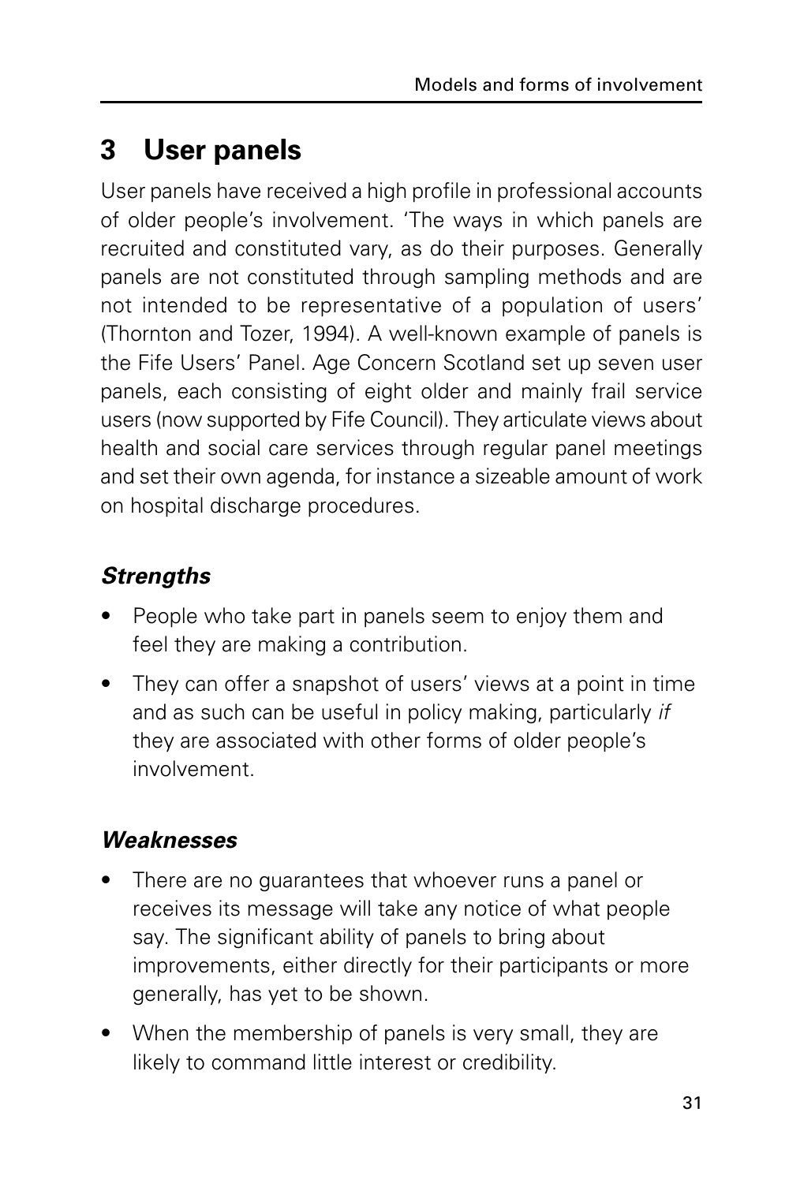## 3 User panels

User panels have received a high profile in professional accounts of older people's involvement. 'The ways in which panels are recruited and constituted vary, as do their purposes. Generally panels are not constituted through sampling methods and are not intended to be representative of a population of users' (Thornton and Tozer, 1994). A well-known example of panels is the Fife Users' Panel. Age Concern Scotland set up seven user panels, each consisting of eight older and mainly frail service users (now supported by Fife Council). They articulate views about health and social care services through regular panel meetings and set their own agenda, for instance a sizeable amount of work on hospital discharge procedures.

### *Strengths*

- People who take part in panels seem to enjoy them and feel they are making a contribution.
- They can offer a snapshot of users' views at a point in time and as such can be useful in policy making, particularly *if* they are associated with other forms of older people's involvement.

### *Weaknesses*

- There are no guarantees that whoever runs a panel or receives its message will take any notice of what people say. The significant ability of panels to bring about improvements, either directly for their participants or more generally, has yet to be shown.
- When the membership of panels is very small, they are likely to command little interest or credibility.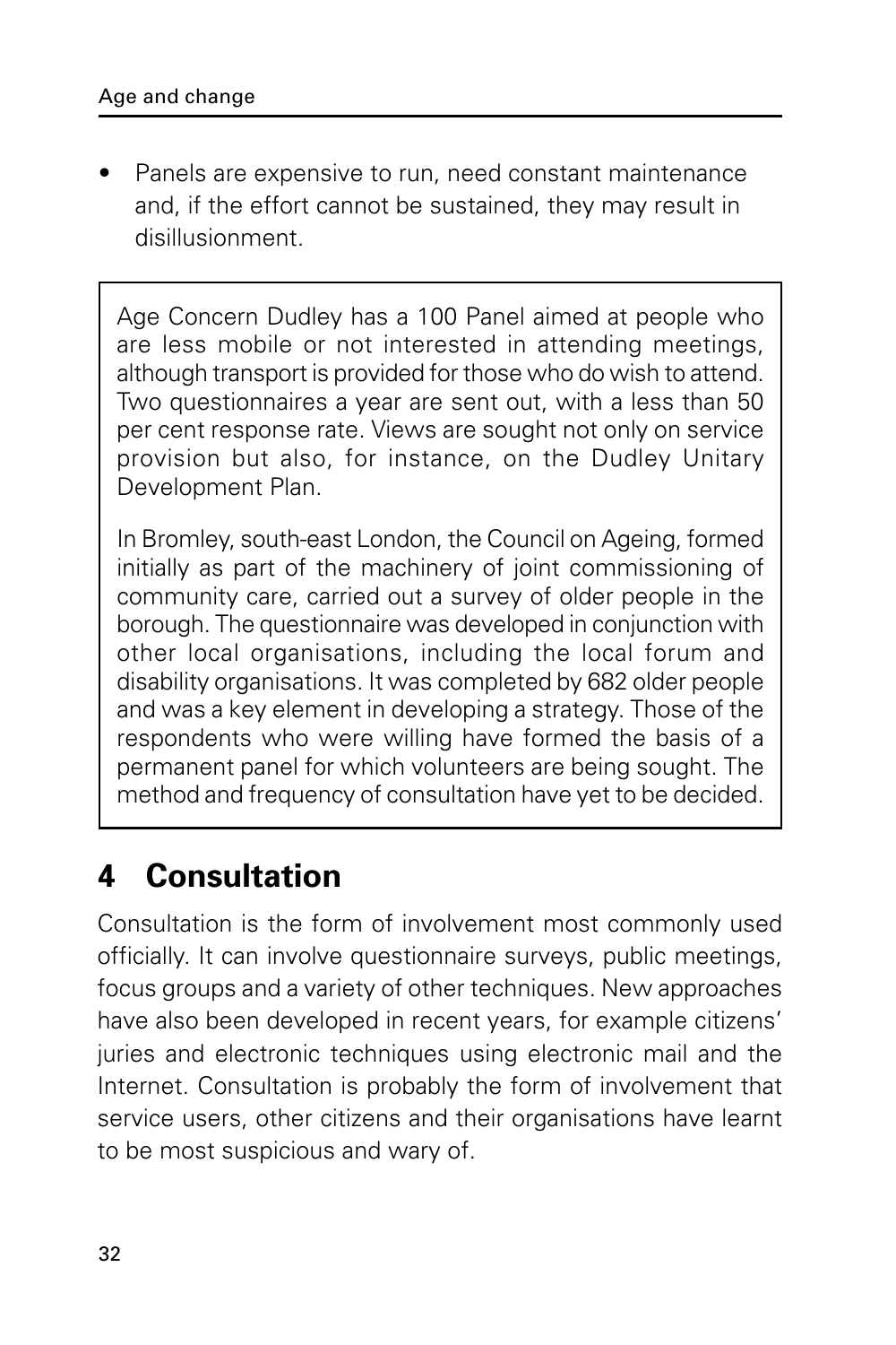- Panels are expensive to run, need constant maintenance and, if the effort cannot be sustained, they may result in disillusionment.

> Age Concern Dudley has a 100 Panel aimed at people who are less mobile or not interested in attending meetings, although transport is provided for those who do wish to attend. Two questionnaires a year are sent out, with a less than 50 per cent response rate. Views are sought not only on service provision but also, for instance, on the Dudley Unitary Development Plan.
>
> In Bromley, south-east London, the Council on Ageing, formed initially as part of the machinery of joint commissioning of community care, carried out a survey of older people in the borough. The questionnaire was developed in conjunction with other local organisations, including the local forum and disability organisations. It was completed by 682 older people and was a key element in developing a strategy. Those of the respondents who were willing have formed the basis of a permanent panel for which volunteers are being sought. The method and frequency of consultation have yet to be decided.

## 4 Consultation

Consultation is the form of involvement most commonly used officially. It can involve questionnaire surveys, public meetings, focus groups and a variety of other techniques. New approaches have also been developed in recent years, for example citizens' juries and electronic techniques using electronic mail and the Internet. Consultation is probably the form of involvement that service users, other citizens and their organisations have learnt to be most suspicious and wary of.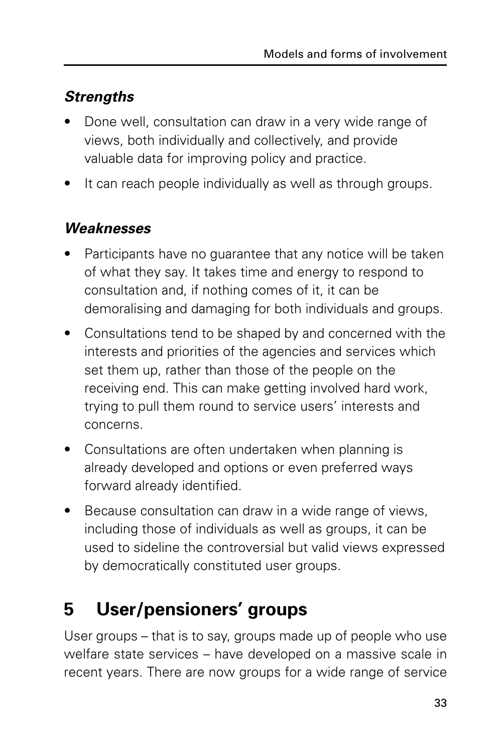### *Strengths*

- Done well, consultation can draw in a very wide range of views, both individually and collectively, and provide valuable data for improving policy and practice.
- It can reach people individually as well as through groups.

### *Weaknesses*

- Participants have no guarantee that any notice will be taken of what they say. It takes time and energy to respond to consultation and, if nothing comes of it, it can be demoralising and damaging for both individuals and groups.
- Consultations tend to be shaped by and concerned with the interests and priorities of the agencies and services which set them up, rather than those of the people on the receiving end. This can make getting involved hard work, trying to pull them round to service users' interests and concerns.
- Consultations are often undertaken when planning is already developed and options or even preferred ways forward already identified.
- Because consultation can draw in a wide range of views, including those of individuals as well as groups, it can be used to sideline the controversial but valid views expressed by democratically constituted user groups.

## 5 User/pensioners' groups

User groups – that is to say, groups made up of people who use welfare state services – have developed on a massive scale in recent years. There are now groups for a wide range of service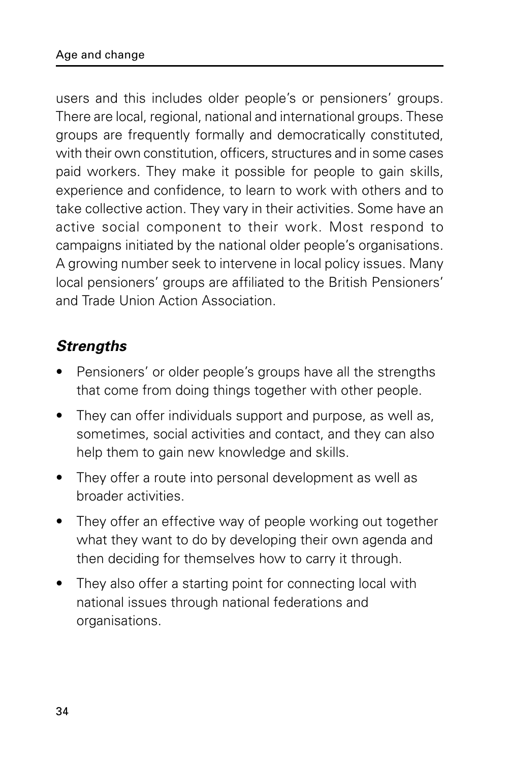users and this includes older people's or pensioners' groups. There are local, regional, national and international groups. These groups are frequently formally and democratically constituted, with their own constitution, officers, structures and in some cases paid workers. They make it possible for people to gain skills, experience and confidence, to learn to work with others and to take collective action. They vary in their activities. Some have an active social component to their work. Most respond to campaigns initiated by the national older people's organisations. A growing number seek to intervene in local policy issues. Many local pensioners' groups are affiliated to the British Pensioners' and Trade Union Action Association.

### *Strengths*

- Pensioners' or older people's groups have all the strengths that come from doing things together with other people.
- They can offer individuals support and purpose, as well as, sometimes, social activities and contact, and they can also help them to gain new knowledge and skills.
- They offer a route into personal development as well as broader activities.
- They offer an effective way of people working out together what they want to do by developing their own agenda and then deciding for themselves how to carry it through.
- They also offer a starting point for connecting local with national issues through national federations and organisations.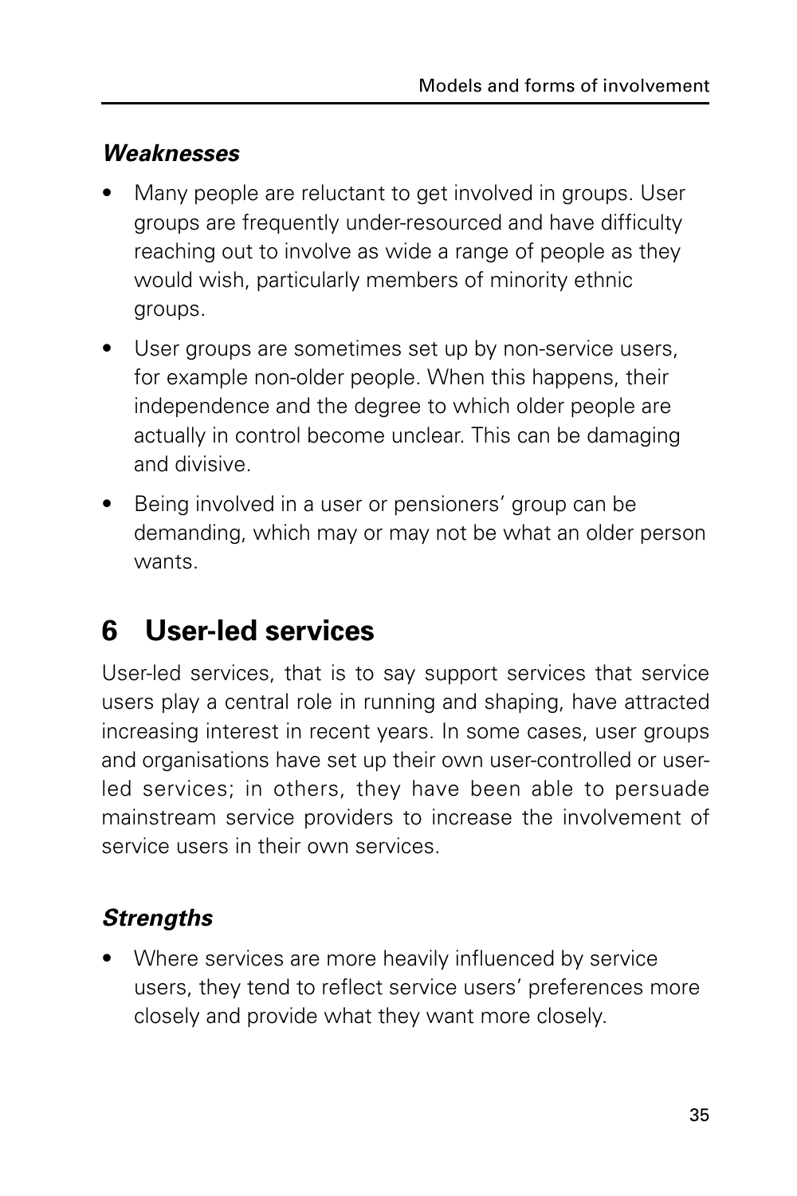### *Weaknesses*

- Many people are reluctant to get involved in groups. User groups are frequently under-resourced and have difficulty reaching out to involve as wide a range of people as they would wish, particularly members of minority ethnic groups.
- User groups are sometimes set up by non-service users, for example non-older people. When this happens, their independence and the degree to which older people are actually in control become unclear. This can be damaging and divisive.
- Being involved in a user or pensioners' group can be demanding, which may or may not be what an older person wants.

## 6 User-led services

User-led services, that is to say support services that service users play a central role in running and shaping, have attracted increasing interest in recent years. In some cases, user groups and organisations have set up their own user-controlled or user-led services; in others, they have been able to persuade mainstream service providers to increase the involvement of service users in their own services.

### *Strengths*

- Where services are more heavily influenced by service users, they tend to reflect service users' preferences more closely and provide what they want more closely.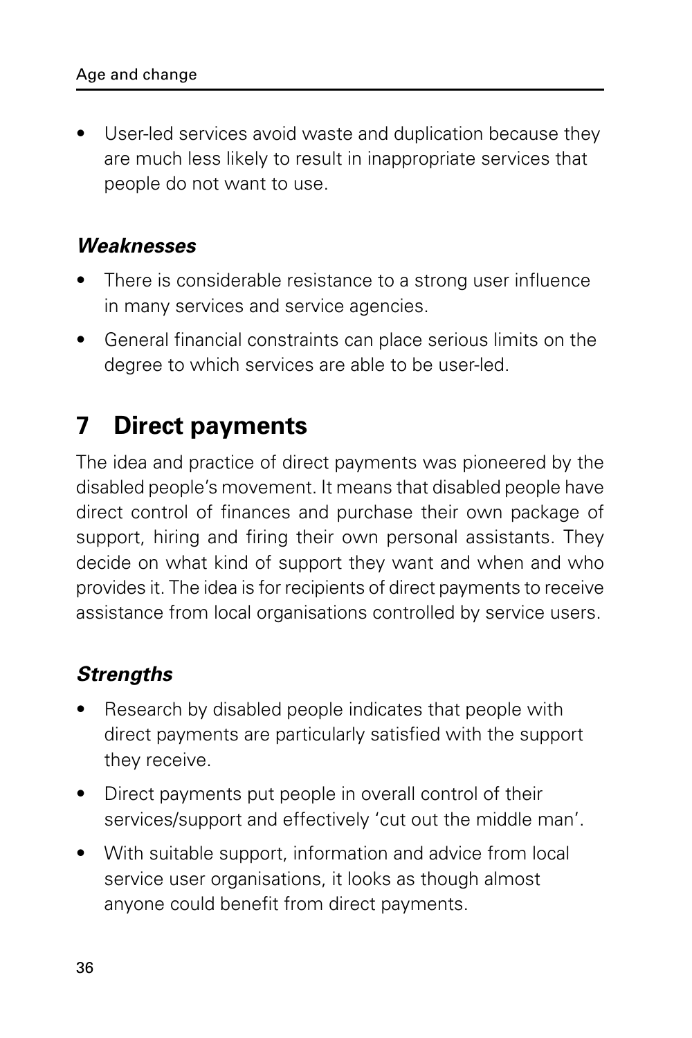- User-led services avoid waste and duplication because they are much less likely to result in inappropriate services that people do not want to use.

### *Weaknesses*

- There is considerable resistance to a strong user influence in many services and service agencies.
- General financial constraints can place serious limits on the degree to which services are able to be user-led.

## 7 Direct payments

The idea and practice of direct payments was pioneered by the disabled people's movement. It means that disabled people have direct control of finances and purchase their own package of support, hiring and firing their own personal assistants. They decide on what kind of support they want and when and who provides it. The idea is for recipients of direct payments to receive assistance from local organisations controlled by service users.

### *Strengths*

- Research by disabled people indicates that people with direct payments are particularly satisfied with the support they receive.
- Direct payments put people in overall control of their services/support and effectively 'cut out the middle man'.
- With suitable support, information and advice from local service user organisations, it looks as though almost anyone could benefit from direct payments.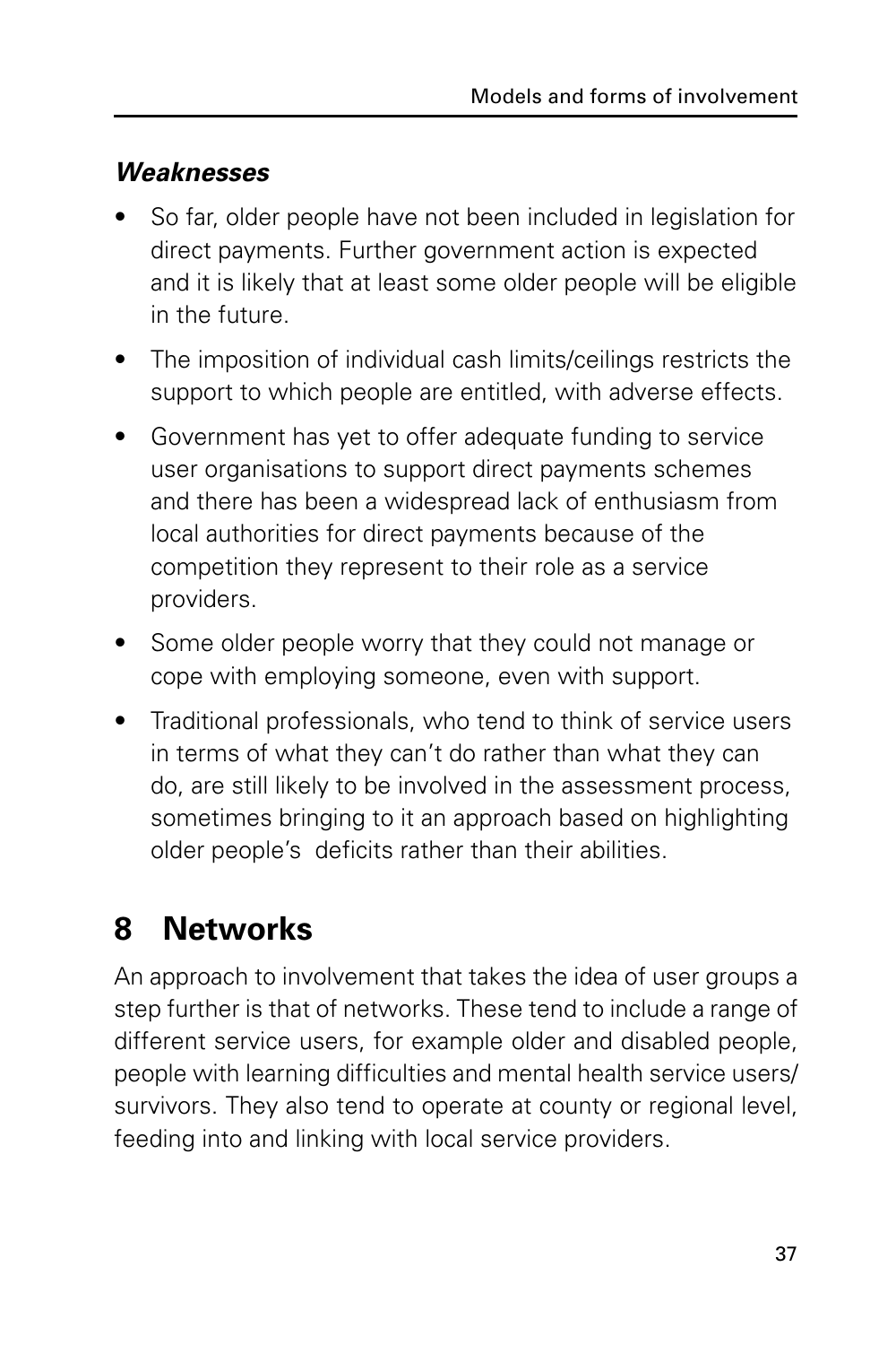***Weaknesses***

- So far, older people have not been included in legislation for direct payments. Further government action is expected and it is likely that at least some older people will be eligible in the future.
- The imposition of individual cash limits/ceilings restricts the support to which people are entitled, with adverse effects.
- Government has yet to offer adequate funding to service user organisations to support direct payments schemes and there has been a widespread lack of enthusiasm from local authorities for direct payments because of the competition they represent to their role as a service providers.
- Some older people worry that they could not manage or cope with employing someone, even with support.
- Traditional professionals, who tend to think of service users in terms of what they can't do rather than what they can do, are still likely to be involved in the assessment process, sometimes bringing to it an approach based on highlighting older people's deficits rather than their abilities.

## 8 Networks

An approach to involvement that takes the idea of user groups a step further is that of networks. These tend to include a range of different service users, for example older and disabled people, people with learning difficulties and mental health service users/ survivors. They also tend to operate at county or regional level, feeding into and linking with local service providers.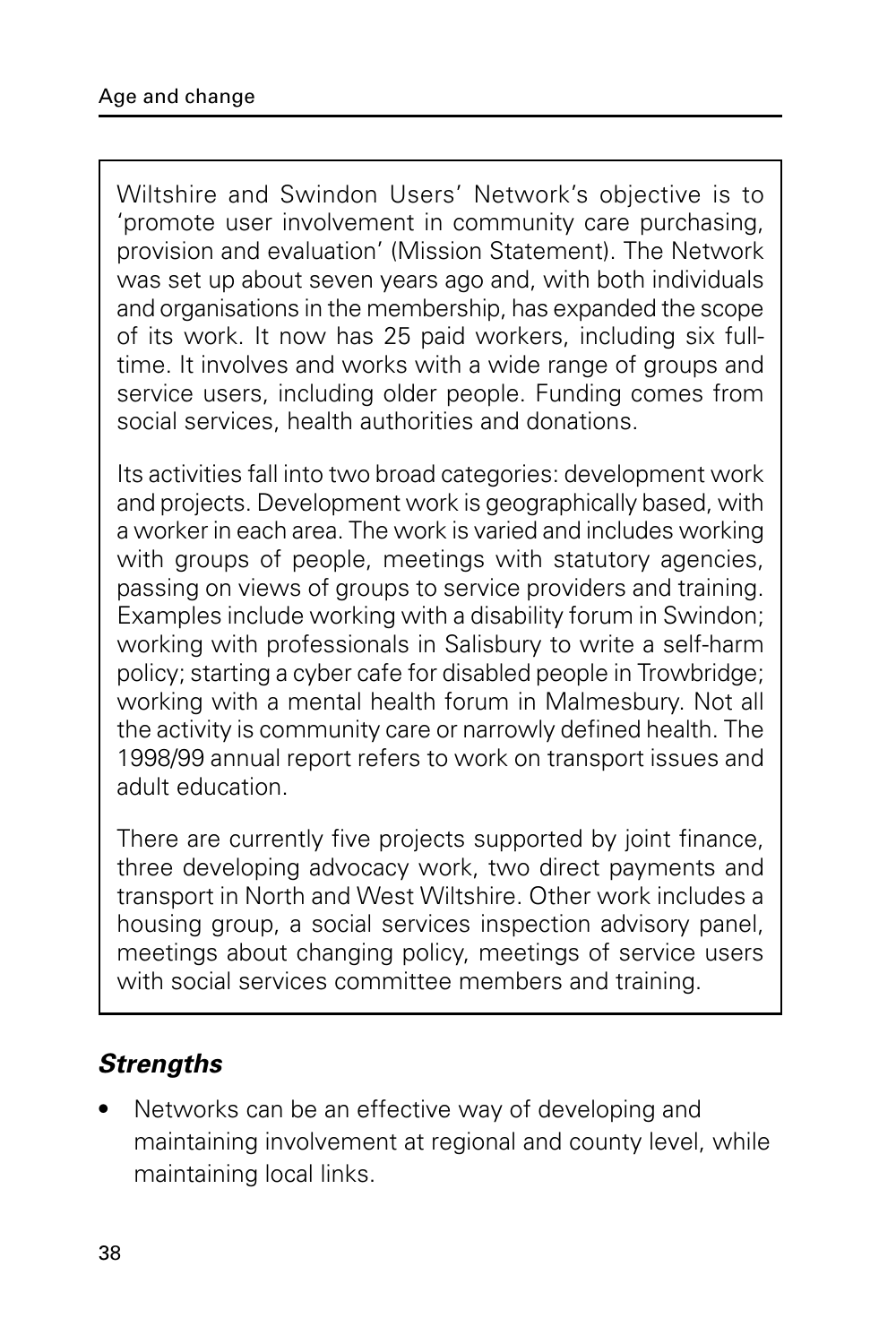Wiltshire and Swindon Users' Network's objective is to 'promote user involvement in community care purchasing, provision and evaluation' (Mission Statement). The Network was set up about seven years ago and, with both individuals and organisations in the membership, has expanded the scope of its work. It now has 25 paid workers, including six full-time. It involves and works with a wide range of groups and service users, including older people. Funding comes from social services, health authorities and donations.

Its activities fall into two broad categories: development work and projects. Development work is geographically based, with a worker in each area. The work is varied and includes working with groups of people, meetings with statutory agencies, passing on views of groups to service providers and training. Examples include working with a disability forum in Swindon; working with professionals in Salisbury to write a self-harm policy; starting a cyber cafe for disabled people in Trowbridge; working with a mental health forum in Malmesbury. Not all the activity is community care or narrowly defined health. The 1998/99 annual report refers to work on transport issues and adult education.

There are currently five projects supported by joint finance, three developing advocacy work, two direct payments and transport in North and West Wiltshire. Other work includes a housing group, a social services inspection advisory panel, meetings about changing policy, meetings of service users with social services committee members and training.

### *Strengths*

- Networks can be an effective way of developing and maintaining involvement at regional and county level, while maintaining local links.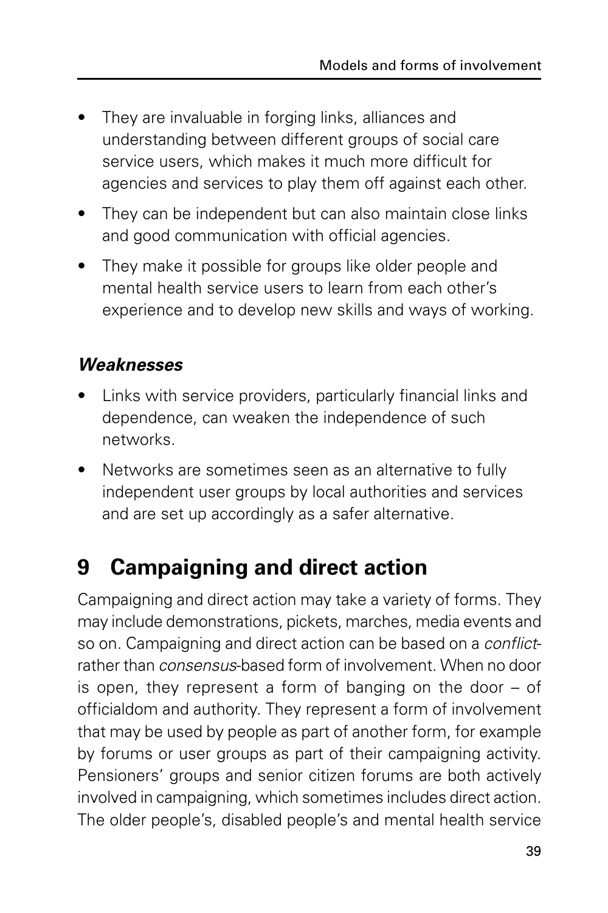- They are invaluable in forging links, alliances and understanding between different groups of social care service users, which makes it much more difficult for agencies and services to play them off against each other.
- They can be independent but can also maintain close links and good communication with official agencies.
- They make it possible for groups like older people and mental health service users to learn from each other's experience and to develop new skills and ways of working.

### *Weaknesses*

- Links with service providers, particularly financial links and dependence, can weaken the independence of such networks.
- Networks are sometimes seen as an alternative to fully independent user groups by local authorities and services and are set up accordingly as a safer alternative.

## 9 Campaigning and direct action

Campaigning and direct action may take a variety of forms. They may include demonstrations, pickets, marches, media events and so on. Campaigning and direct action can be based on a *conflict*-rather than *consensus*-based form of involvement. When no door is open, they represent a form of banging on the door – of officialdom and authority. They represent a form of involvement that may be used by people as part of another form, for example by forums or user groups as part of their campaigning activity. Pensioners' groups and senior citizen forums are both actively involved in campaigning, which sometimes includes direct action. The older people's, disabled people's and mental health service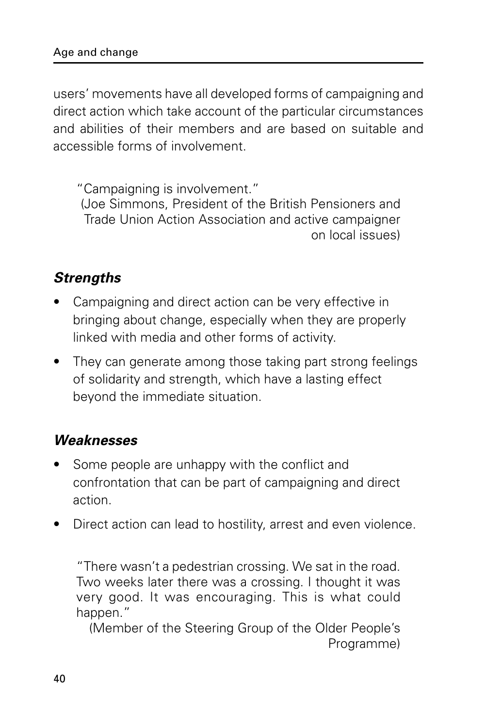users' movements have all developed forms of campaigning and direct action which take account of the particular circumstances and abilities of their members and are based on suitable and accessible forms of involvement.

> "Campaigning is involvement."
> (Joe Simmons, President of the British Pensioners and Trade Union Action Association and active campaigner on local issues)

### *Strengths*

- Campaigning and direct action can be very effective in bringing about change, especially when they are properly linked with media and other forms of activity.
- They can generate among those taking part strong feelings of solidarity and strength, which have a lasting effect beyond the immediate situation.

### *Weaknesses*

- Some people are unhappy with the conflict and confrontation that can be part of campaigning and direct action.
- Direct action can lead to hostility, arrest and even violence.

> "There wasn't a pedestrian crossing. We sat in the road. Two weeks later there was a crossing. I thought it was very good. It was encouraging. This is what could happen."
> (Member of the Steering Group of the Older People's Programme)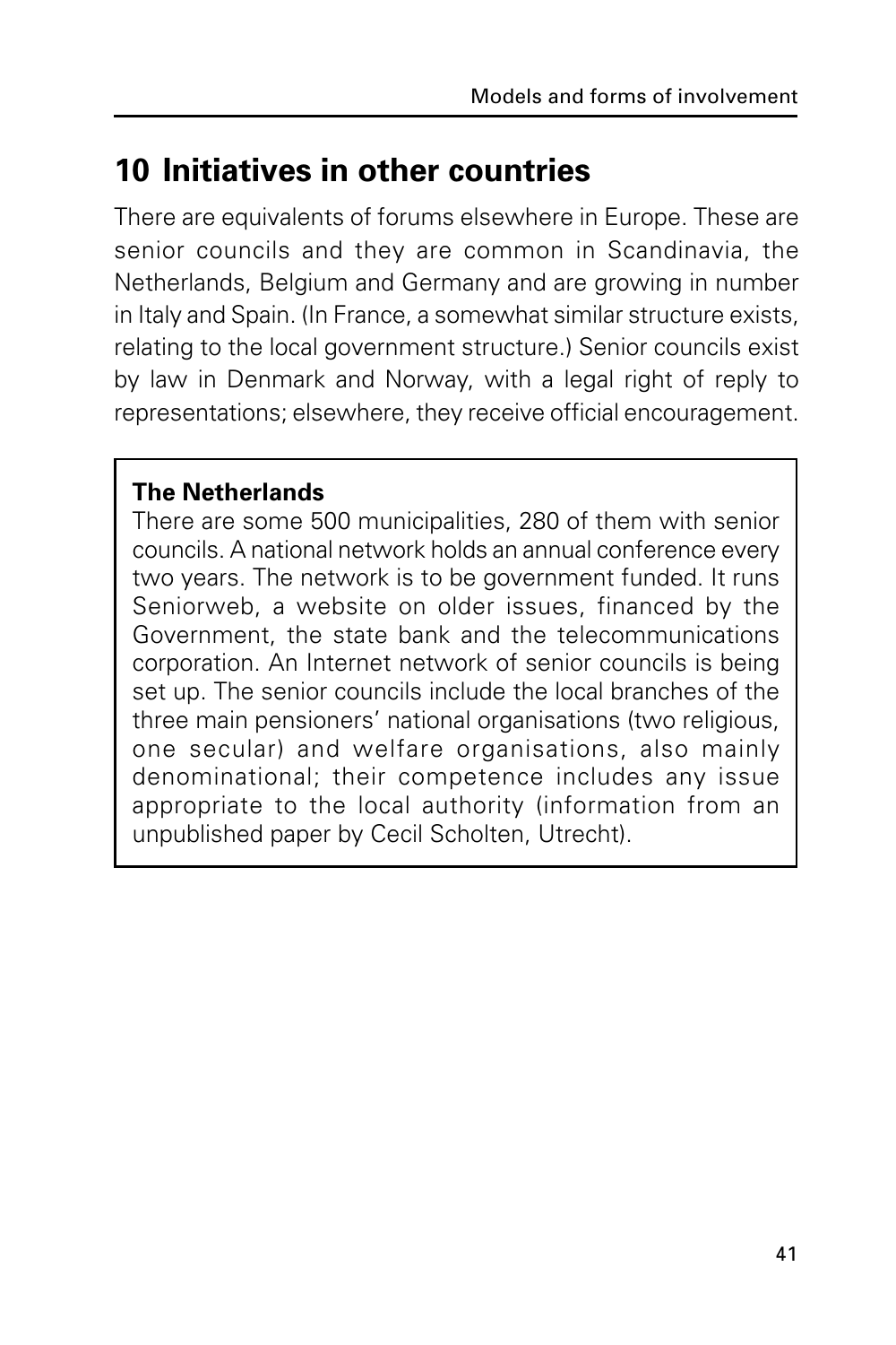## 10 Initiatives in other countries

There are equivalents of forums elsewhere in Europe. These are senior councils and they are common in Scandinavia, the Netherlands, Belgium and Germany and are growing in number in Italy and Spain. (In France, a somewhat similar structure exists, relating to the local government structure.) Senior councils exist by law in Denmark and Norway, with a legal right of reply to representations; elsewhere, they receive official encouragement.

> **The Netherlands**
>
> There are some 500 municipalities, 280 of them with senior councils. A national network holds an annual conference every two years. The network is to be government funded. It runs Seniorweb, a website on older issues, financed by the Government, the state bank and the telecommunications corporation. An Internet network of senior councils is being set up. The senior councils include the local branches of the three main pensioners' national organisations (two religious, one secular) and welfare organisations, also mainly denominational; their competence includes any issue appropriate to the local authority (information from an unpublished paper by Cecil Scholten, Utrecht).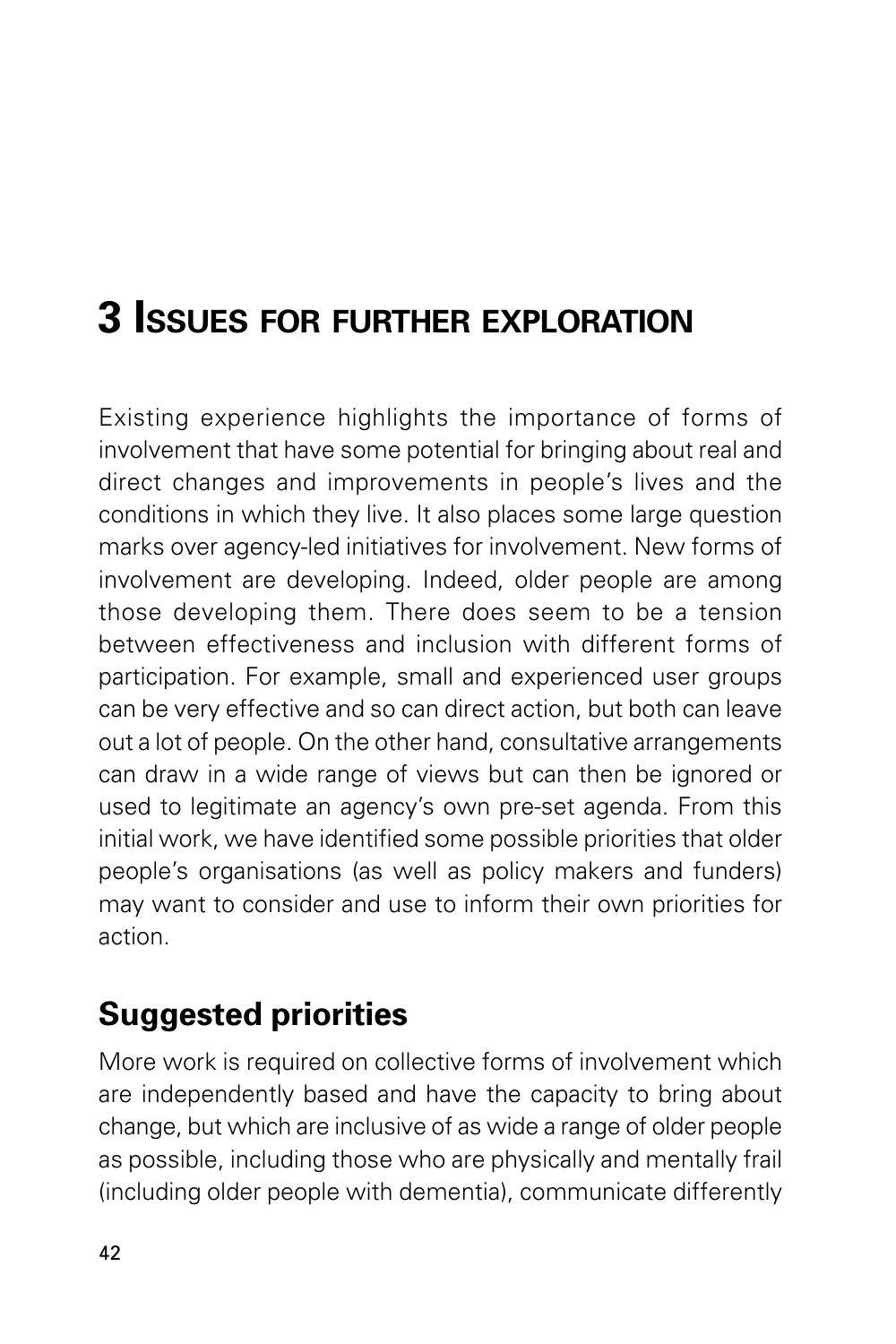# 3 Issues for further exploration

Existing experience highlights the importance of forms of involvement that have some potential for bringing about real and direct changes and improvements in people's lives and the conditions in which they live. It also places some large question marks over agency-led initiatives for involvement. New forms of involvement are developing. Indeed, older people are among those developing them. There does seem to be a tension between effectiveness and inclusion with different forms of participation. For example, small and experienced user groups can be very effective and so can direct action, but both can leave out a lot of people. On the other hand, consultative arrangements can draw in a wide range of views but can then be ignored or used to legitimate an agency's own pre-set agenda. From this initial work, we have identified some possible priorities that older people's organisations (as well as policy makers and funders) may want to consider and use to inform their own priorities for action.

## Suggested priorities

More work is required on collective forms of involvement which are independently based and have the capacity to bring about change, but which are inclusive of as wide a range of older people as possible, including those who are physically and mentally frail (including older people with dementia), communicate differently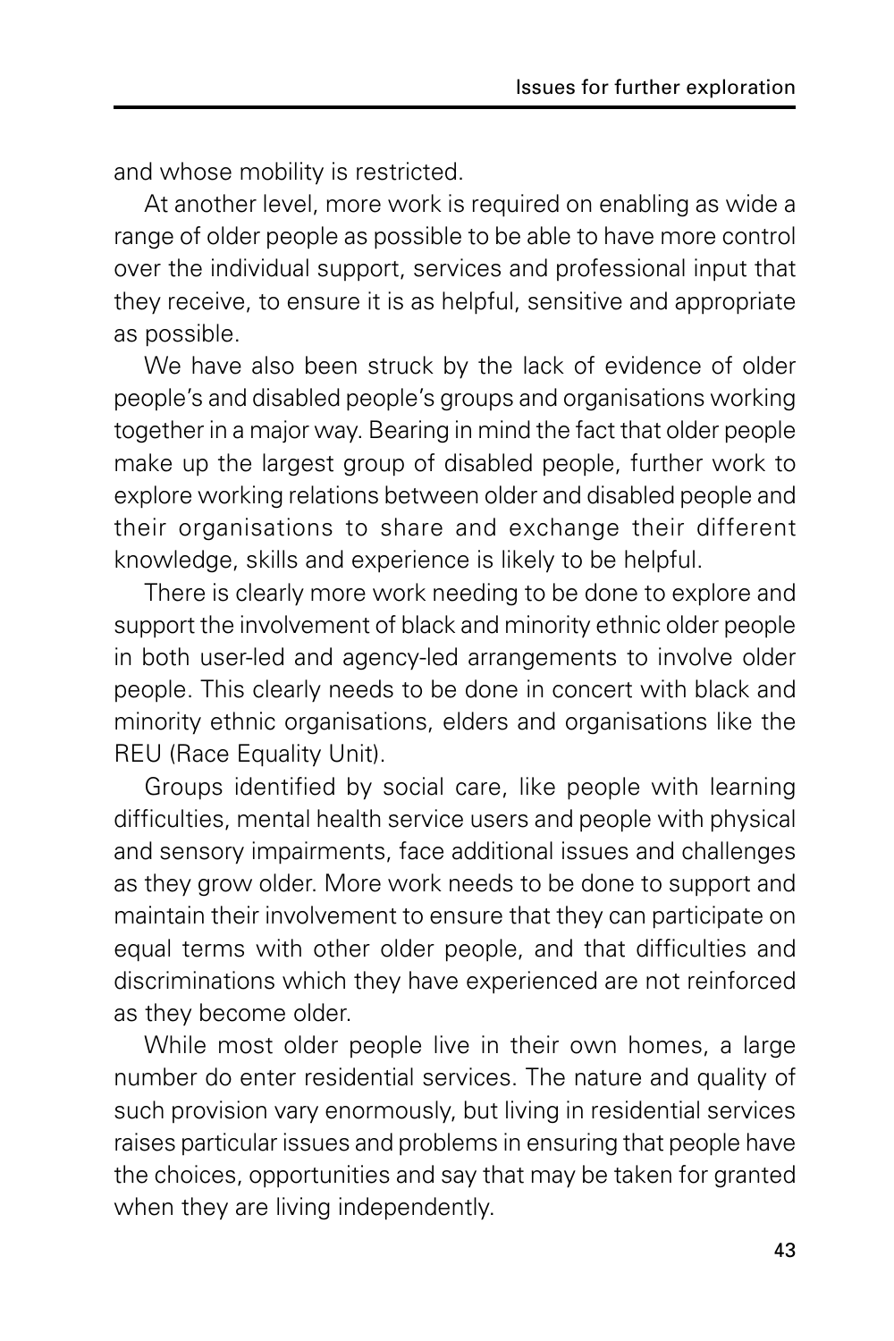and whose mobility is restricted.

At another level, more work is required on enabling as wide a range of older people as possible to be able to have more control over the individual support, services and professional input that they receive, to ensure it is as helpful, sensitive and appropriate as possible.

We have also been struck by the lack of evidence of older people's and disabled people's groups and organisations working together in a major way. Bearing in mind the fact that older people make up the largest group of disabled people, further work to explore working relations between older and disabled people and their organisations to share and exchange their different knowledge, skills and experience is likely to be helpful.

There is clearly more work needing to be done to explore and support the involvement of black and minority ethnic older people in both user-led and agency-led arrangements to involve older people. This clearly needs to be done in concert with black and minority ethnic organisations, elders and organisations like the REU (Race Equality Unit).

Groups identified by social care, like people with learning difficulties, mental health service users and people with physical and sensory impairments, face additional issues and challenges as they grow older. More work needs to be done to support and maintain their involvement to ensure that they can participate on equal terms with other older people, and that difficulties and discriminations which they have experienced are not reinforced as they become older.

While most older people live in their own homes, a large number do enter residential services. The nature and quality of such provision vary enormously, but living in residential services raises particular issues and problems in ensuring that people have the choices, opportunities and say that may be taken for granted when they are living independently.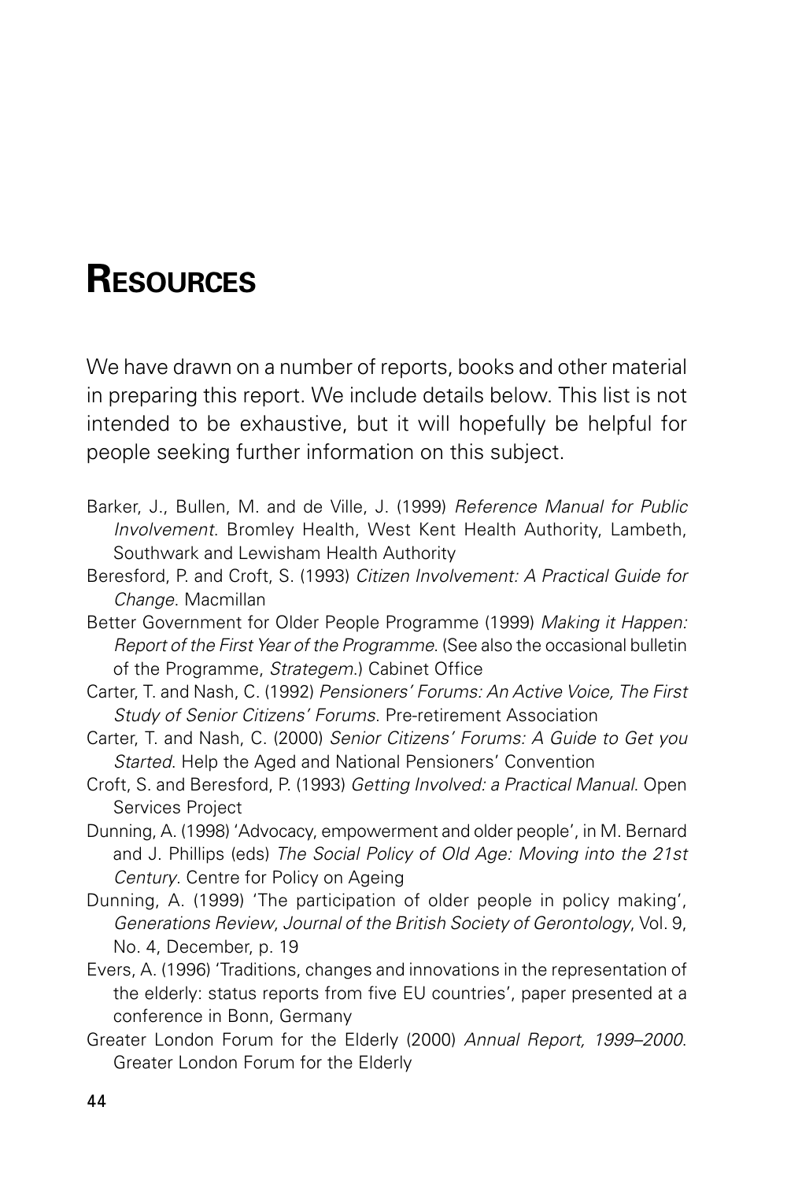# Resources

We have drawn on a number of reports, books and other material in preparing this report. We include details below. This list is not intended to be exhaustive, but it will hopefully be helpful for people seeking further information on this subject.

Barker, J., Bullen, M. and de Ville, J. (1999) *Reference Manual for Public Involvement*. Bromley Health, West Kent Health Authority, Lambeth, Southwark and Lewisham Health Authority

Beresford, P. and Croft, S. (1993) *Citizen Involvement: A Practical Guide for Change*. Macmillan

Better Government for Older People Programme (1999) *Making it Happen: Report of the First Year of the Programme*. (See also the occasional bulletin of the Programme, *Strategem*.) Cabinet Office

Carter, T. and Nash, C. (1992) *Pensioners' Forums: An Active Voice, The First Study of Senior Citizens' Forums*. Pre-retirement Association

Carter, T. and Nash, C. (2000) *Senior Citizens' Forums: A Guide to Get you Started*. Help the Aged and National Pensioners' Convention

Croft, S. and Beresford, P. (1993) *Getting Involved: a Practical Manual*. Open Services Project

Dunning, A. (1998) 'Advocacy, empowerment and older people', in M. Bernard and J. Phillips (eds) *The Social Policy of Old Age: Moving into the 21st Century*. Centre for Policy on Ageing

Dunning, A. (1999) 'The participation of older people in policy making', *Generations Review*, *Journal of the British Society of Gerontology*, Vol. 9, No. 4, December, p. 19

Evers, A. (1996) 'Traditions, changes and innovations in the representation of the elderly: status reports from five EU countries', paper presented at a conference in Bonn, Germany

Greater London Forum for the Elderly (2000) *Annual Report, 1999–2000*. Greater London Forum for the Elderly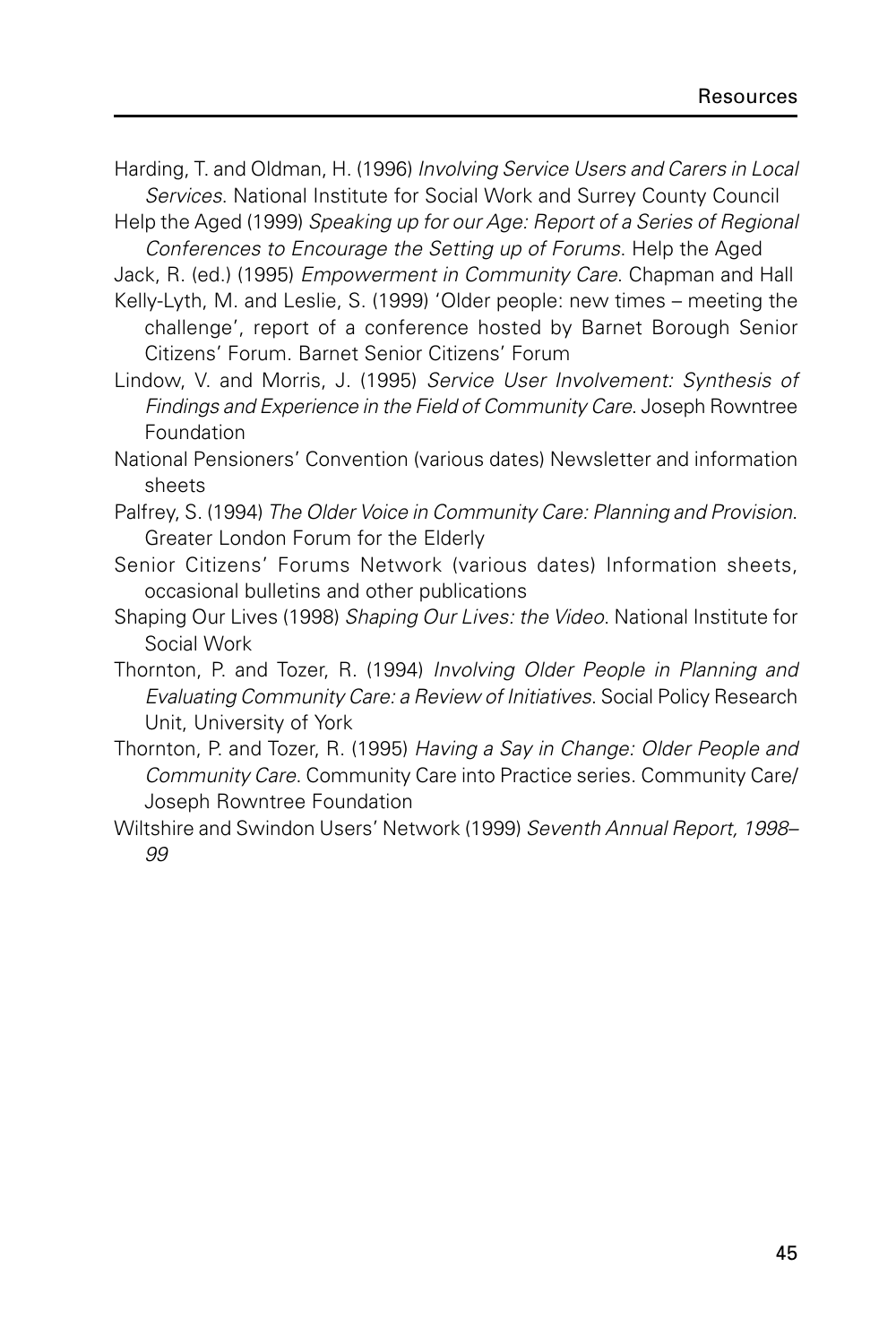Harding, T. and Oldman, H. (1996) *Involving Service Users and Carers in Local Services*. National Institute for Social Work and Surrey County Council

Help the Aged (1999) *Speaking up for our Age: Report of a Series of Regional Conferences to Encourage the Setting up of Forums*. Help the Aged

Jack, R. (ed.) (1995) *Empowerment in Community Care*. Chapman and Hall

Kelly-Lyth, M. and Leslie, S. (1999) 'Older people: new times – meeting the challenge', report of a conference hosted by Barnet Borough Senior Citizens' Forum. Barnet Senior Citizens' Forum

Lindow, V. and Morris, J. (1995) *Service User Involvement: Synthesis of Findings and Experience in the Field of Community Care*. Joseph Rowntree Foundation

National Pensioners' Convention (various dates) Newsletter and information sheets

Palfrey, S. (1994) *The Older Voice in Community Care: Planning and Provision*. Greater London Forum for the Elderly

Senior Citizens' Forums Network (various dates) Information sheets, occasional bulletins and other publications

Shaping Our Lives (1998) *Shaping Our Lives: the Video*. National Institute for Social Work

Thornton, P. and Tozer, R. (1994) *Involving Older People in Planning and Evaluating Community Care: a Review of Initiatives*. Social Policy Research Unit, University of York

Thornton, P. and Tozer, R. (1995) *Having a Say in Change: Older People and Community Care*. Community Care into Practice series. Community Care/ Joseph Rowntree Foundation

Wiltshire and Swindon Users' Network (1999) *Seventh Annual Report, 1998–99*